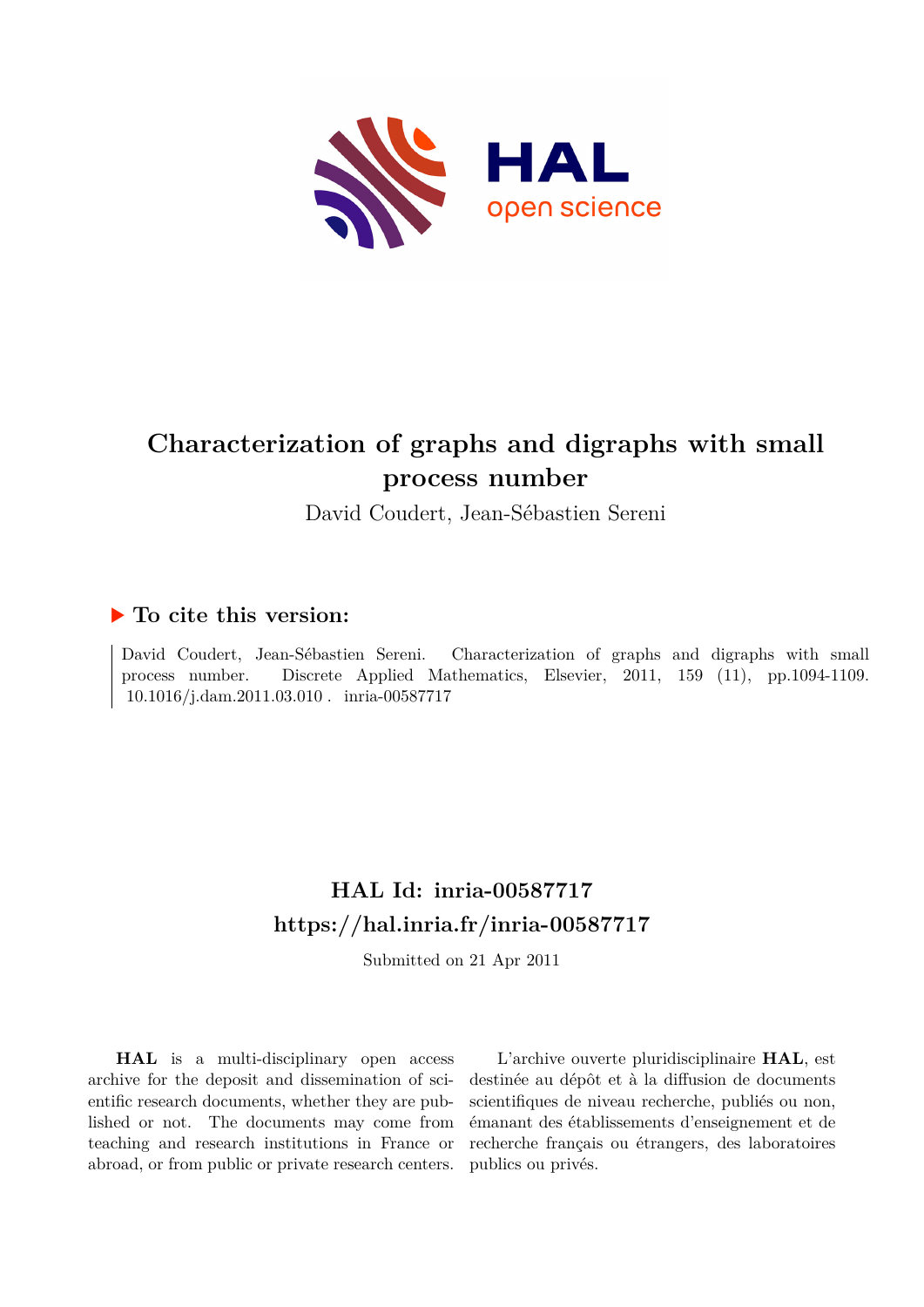# Characterization of graphs and digraphs with small process number

David Coudert, Jean-Sébastien Sereni

## ▶ To cite this version:

David Coudert, Jean-Sébastien Sereni. Characterization of graphs and digraphs with small process number. Discrete Applied Mathematics, Elsevier, 2011, 159 (11), pp.1094-1109. 10.1016/j.dam.2011.03.010 . inria-00587717

## HAL Id: inria-00587717
## https://hal.inria.fr/inria-00587717

Submitted on 21 Apr 2011

**HAL** is a multi-disciplinary open access archive for the deposit and dissemination of scientific research documents, whether they are published or not. The documents may come from teaching and research institutions in France or abroad, or from public or private research centers.

L'archive ouverte pluridisciplinaire **HAL**, est destinée au dépôt et à la diffusion de documents scientifiques de niveau recherche, publiés ou non, émanant des établissements d'enseignement et de recherche français ou étrangers, des laboratoires publics ou privés.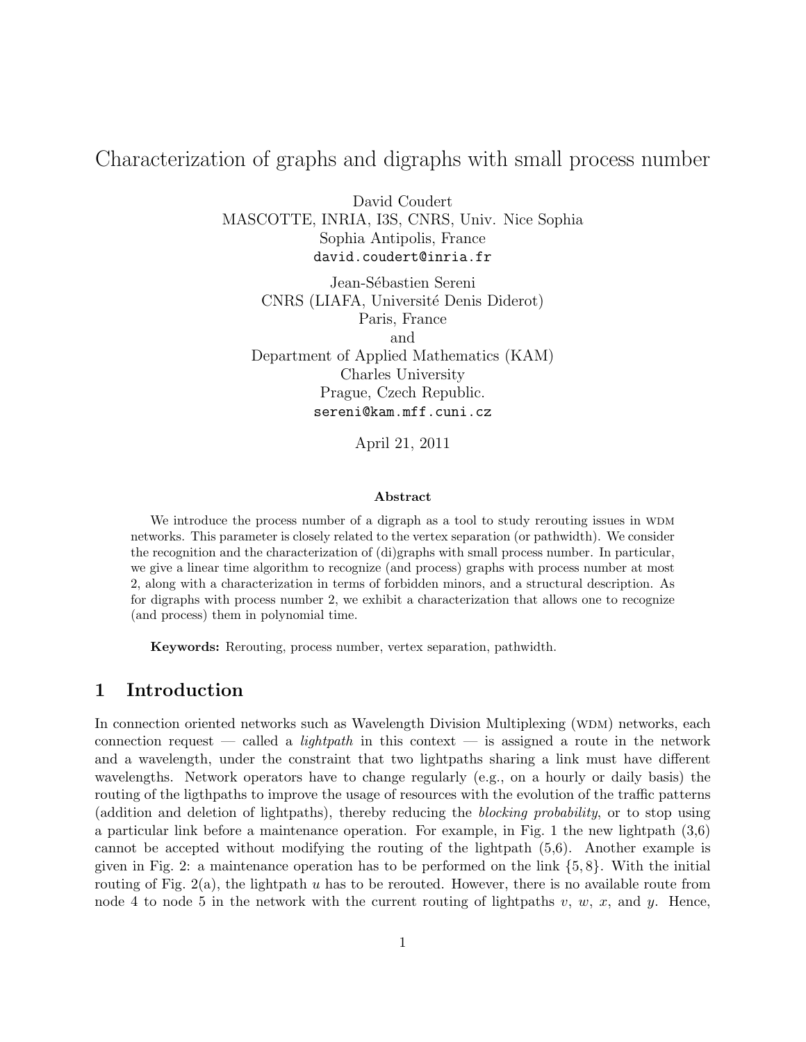# Characterization of graphs and digraphs with small process number

David Coudert
MASCOTTE, INRIA, I3S, CNRS, Univ. Nice Sophia
Sophia Antipolis, France
david.coudert@inria.fr

Jean-Sébastien Sereni
CNRS (LIAFA, Université Denis Diderot)
Paris, France
and
Department of Applied Mathematics (KAM)
Charles University
Prague, Czech Republic.
sereni@kam.mff.cuni.cz

April 21, 2011

**Abstract**

We introduce the process number of a digraph as a tool to study rerouting issues in WDM networks. This parameter is closely related to the vertex separation (or pathwidth). We consider the recognition and the characterization of (di)graphs with small process number. In particular, we give a linear time algorithm to recognize (and process) graphs with process number at most 2, along with a characterization in terms of forbidden minors, and a structural description. As for digraphs with process number 2, we exhibit a characterization that allows one to recognize (and process) them in polynomial time.

**Keywords:** Rerouting, process number, vertex separation, pathwidth.

## 1 Introduction

In connection oriented networks such as Wavelength Division Multiplexing (WDM) networks, each connection request — called a *lightpath* in this context — is assigned a route in the network and a wavelength, under the constraint that two lightpaths sharing a link must have different wavelengths. Network operators have to change regularly (e.g., on a hourly or daily basis) the routing of the ligthpaths to improve the usage of resources with the evolution of the traffic patterns (addition and deletion of lightpaths), thereby reducing the *blocking probability*, or to stop using a particular link before a maintenance operation. For example, in Fig. 1 the new lightpath (3,6) cannot be accepted without modifying the routing of the lightpath (5,6). Another example is given in Fig. 2: a maintenance operation has to be performed on the link $\{5, 8\}$. With the initial routing of Fig. 2(a), the lightpath $u$ has to be rerouted. However, there is no available route from node 4 to node 5 in the network with the current routing of lightpaths $v$, $w$, $x$, and $y$. Hence,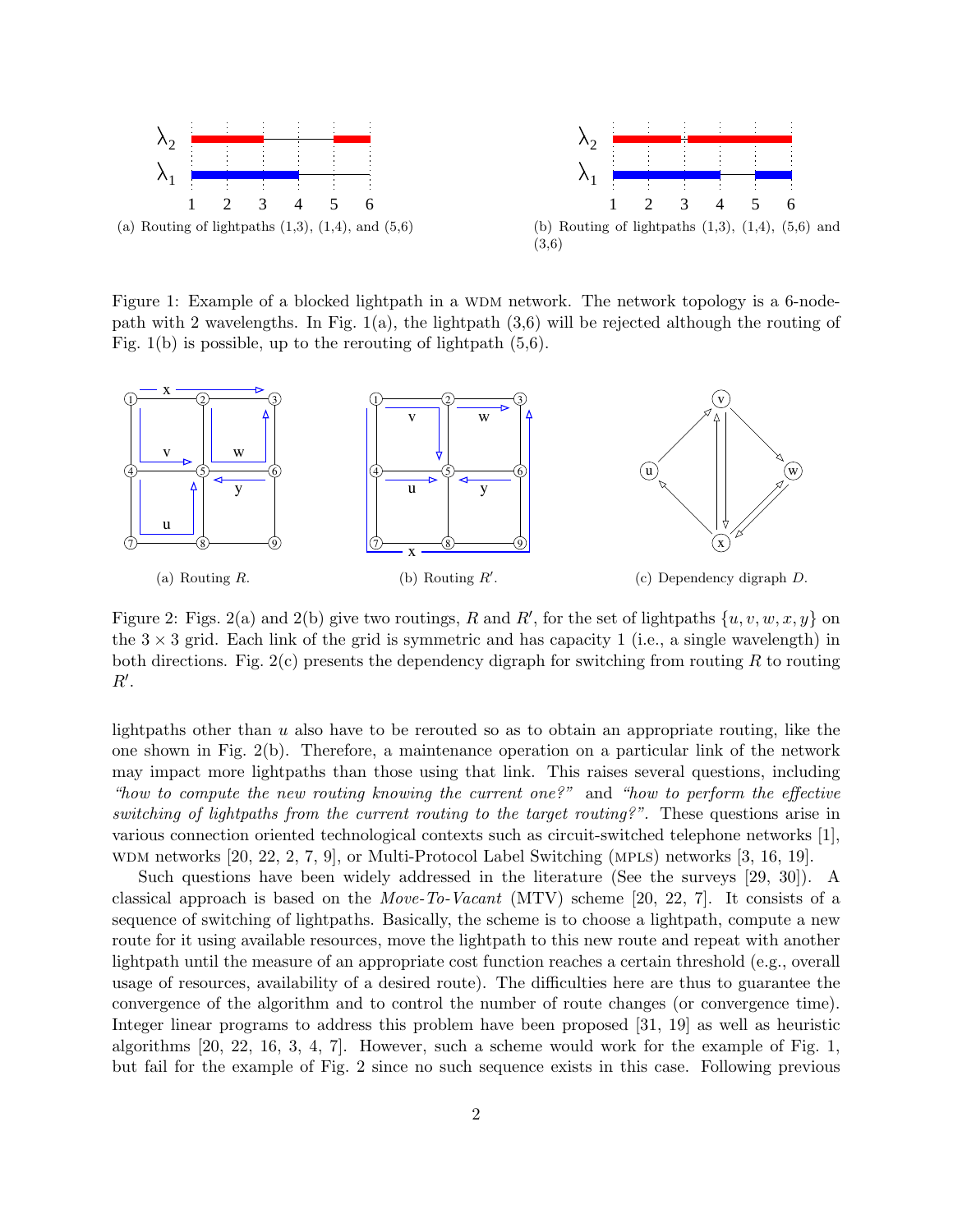(a) Routing of lightpaths (1,3), (1,4), and (5,6)

(b) Routing of lightpaths (1,3), (1,4), (5,6) and (3,6)

Figure 1: Example of a blocked lightpath in a WDM network. The network topology is a 6-node-path with 2 wavelengths. In Fig. 1(a), the lightpath (3,6) will be rejected although the routing of Fig. 1(b) is possible, up to the rerouting of lightpath (5,6).

(a) Routing $R$.

(b) Routing $R'$.

(c) Dependency digraph $D$.

Figure 2: Figs. 2(a) and 2(b) give two routings, $R$ and $R'$, for the set of lightpaths $\{u, v, w, x, y\}$ on the $3 \times 3$ grid. Each link of the grid is symmetric and has capacity 1 (i.e., a single wavelength) in both directions. Fig. 2(c) presents the dependency digraph for switching from routing $R$ to routing $R'$.

lightpaths other than $u$ also have to be rerouted so as to obtain an appropriate routing, like the one shown in Fig. 2(b). Therefore, a maintenance operation on a particular link of the network may impact more lightpaths than those using that link. This raises several questions, including *"how to compute the new routing knowing the current one?"* and *"how to perform the effective switching of lightpaths from the current routing to the target routing?"*. These questions arise in various connection oriented technological contexts such as circuit-switched telephone networks [1], WDM networks [20, 22, 2, 7, 9], or Multi-Protocol Label Switching (MPLS) networks [3, 16, 19].

Such questions have been widely addressed in the literature (See the surveys [29, 30]). A classical approach is based on the *Move-To-Vacant* (MTV) scheme [20, 22, 7]. It consists of a sequence of switching of lightpaths. Basically, the scheme is to choose a lightpath, compute a new route for it using available resources, move the lightpath to this new route and repeat with another lightpath until the measure of an appropriate cost function reaches a certain threshold (e.g., overall usage of resources, availability of a desired route). The difficulties here are thus to guarantee the convergence of the algorithm and to control the number of route changes (or convergence time). Integer linear programs to address this problem have been proposed [31, 19] as well as heuristic algorithms [20, 22, 16, 3, 4, 7]. However, such a scheme would work for the example of Fig. 1, but fail for the example of Fig. 2 since no such sequence exists in this case. Following previous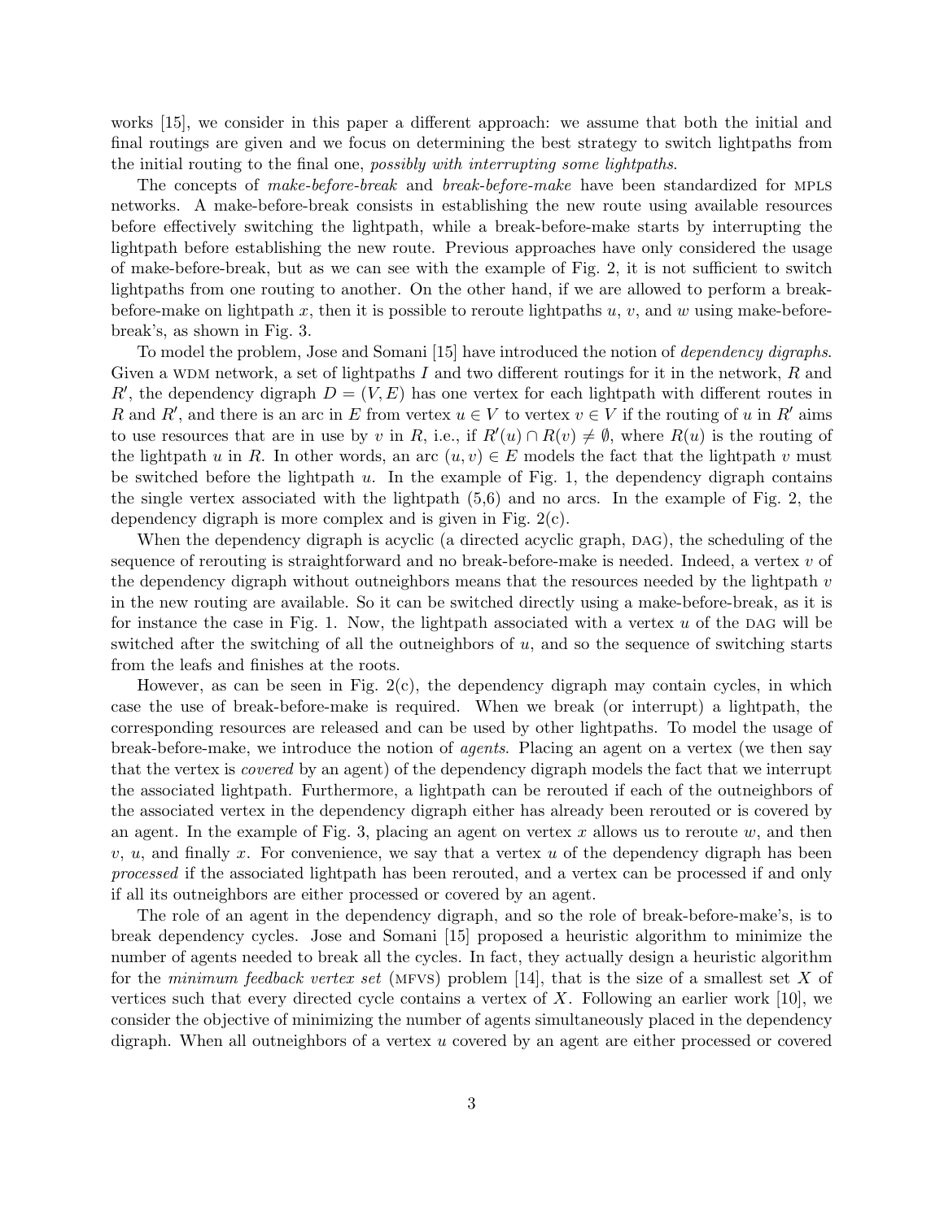works [15], we consider in this paper a different approach: we assume that both the initial and final routings are given and we focus on determining the best strategy to switch lightpaths from the initial routing to the final one, *possibly with interrupting some lightpaths*.

The concepts of *make-before-break* and *break-before-make* have been standardized for MPLS networks. A make-before-break consists in establishing the new route using available resources before effectively switching the lightpath, while a break-before-make starts by interrupting the lightpath before establishing the new route. Previous approaches have only considered the usage of make-before-break, but as we can see with the example of Fig. 2, it is not sufficient to switch lightpaths from one routing to another. On the other hand, if we are allowed to perform a break-before-make on lightpath $x$, then it is possible to reroute lightpaths $u$, $v$, and $w$ using make-before-break's, as shown in Fig. 3.

To model the problem, Jose and Somani [15] have introduced the notion of *dependency digraphs*. Given a WDM network, a set of lightpaths $I$ and two different routings for it in the network, $R$ and $R'$, the dependency digraph $D = (V, E)$ has one vertex for each lightpath with different routes in $R$ and $R'$, and there is an arc in $E$ from vertex $u \in V$ to vertex $v \in V$ if the routing of $u$ in $R'$ aims to use resources that are in use by $v$ in $R$, i.e., if $R'(u) \cap R(v) \neq \emptyset$, where $R(u)$ is the routing of the lightpath $u$ in $R$. In other words, an arc $(u, v) \in E$ models the fact that the lightpath $v$ must be switched before the lightpath $u$. In the example of Fig. 1, the dependency digraph contains the single vertex associated with the lightpath (5,6) and no arcs. In the example of Fig. 2, the dependency digraph is more complex and is given in Fig. 2(c).

When the dependency digraph is acyclic (a directed acyclic graph, DAG), the scheduling of the sequence of rerouting is straightforward and no break-before-make is needed. Indeed, a vertex $v$ of the dependency digraph without outneighbors means that the resources needed by the lightpath $v$ in the new routing are available. So it can be switched directly using a make-before-break, as it is for instance the case in Fig. 1. Now, the lightpath associated with a vertex $u$ of the DAG will be switched after the switching of all the outneighbors of $u$, and so the sequence of switching starts from the leafs and finishes at the roots.

However, as can be seen in Fig. 2(c), the dependency digraph may contain cycles, in which case the use of break-before-make is required. When we break (or interrupt) a lightpath, the corresponding resources are released and can be used by other lightpaths. To model the usage of break-before-make, we introduce the notion of *agents*. Placing an agent on a vertex (we then say that the vertex is *covered* by an agent) of the dependency digraph models the fact that we interrupt the associated lightpath. Furthermore, a lightpath can be rerouted if each of the outneighbors of the associated vertex in the dependency digraph either has already been rerouted or is covered by an agent. In the example of Fig. 3, placing an agent on vertex $x$ allows us to reroute $w$, and then $v$, $u$, and finally $x$. For convenience, we say that a vertex $u$ of the dependency digraph has been *processed* if the associated lightpath has been rerouted, and a vertex can be processed if and only if all its outneighbors are either processed or covered by an agent.

The role of an agent in the dependency digraph, and so the role of break-before-make's, is to break dependency cycles. Jose and Somani [15] proposed a heuristic algorithm to minimize the number of agents needed to break all the cycles. In fact, they actually design a heuristic algorithm for the *minimum feedback vertex set* (MFVS) problem [14], that is the size of a smallest set $X$ of vertices such that every directed cycle contains a vertex of $X$. Following an earlier work [10], we consider the objective of minimizing the number of agents simultaneously placed in the dependency digraph. When all outneighbors of a vertex $u$ covered by an agent are either processed or covered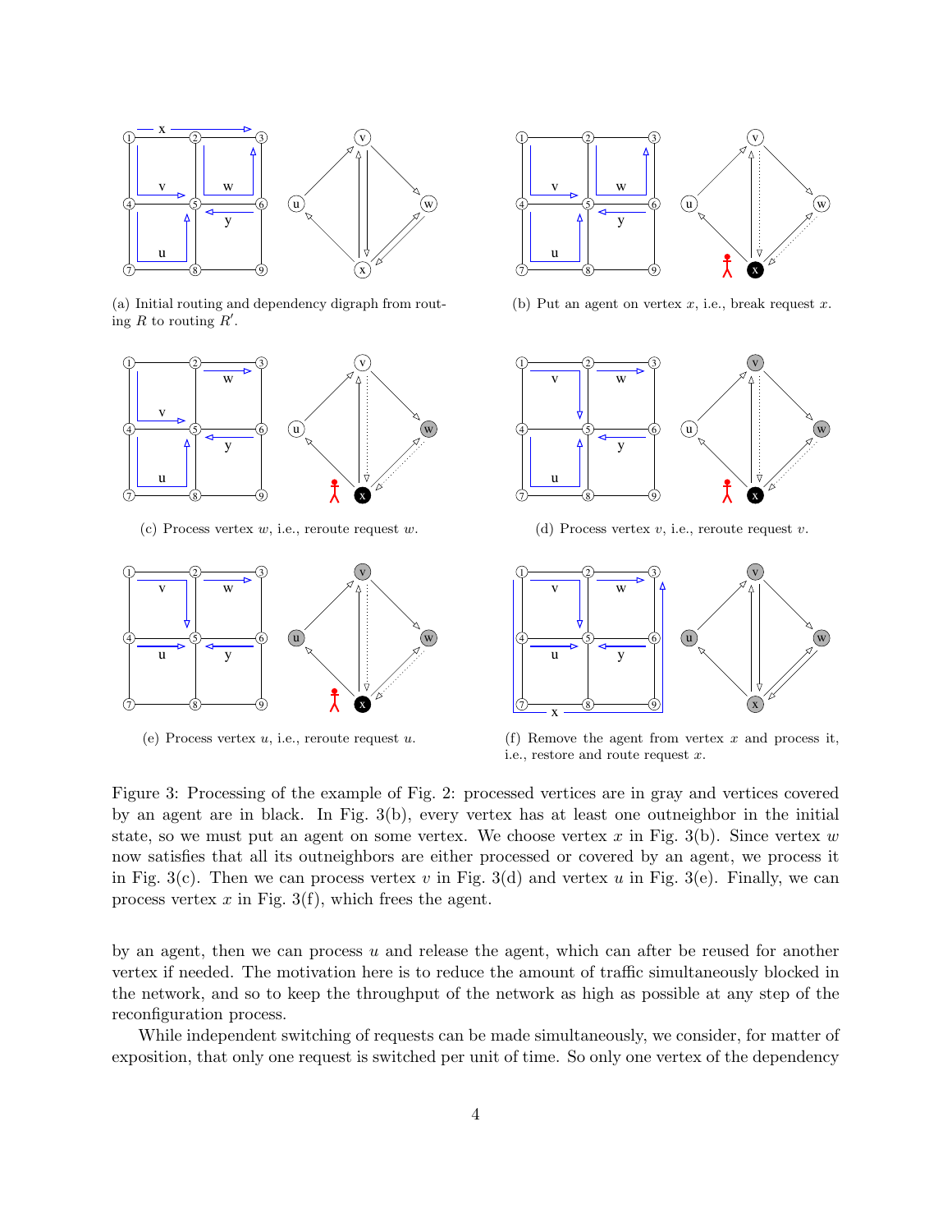(a) Initial routing and dependency digraph from routing $R$ to routing $R'$.

(b) Put an agent on vertex $x$, i.e., break request $x$.

(c) Process vertex $w$, i.e., reroute request $w$.

(d) Process vertex $v$, i.e., reroute request $v$.

(e) Process vertex $u$, i.e., reroute request $u$.

(f) Remove the agent from vertex $x$ and process it, i.e., restore and route request $x$.

Figure 3: Processing of the example of Fig. 2: processed vertices are in gray and vertices covered by an agent are in black. In Fig. 3(b), every vertex has at least one outneighbor in the initial state, so we must put an agent on some vertex. We choose vertex $x$ in Fig. 3(b). Since vertex $w$ now satisfies that all its outneighbors are either processed or covered by an agent, we process it in Fig. 3(c). Then we can process vertex $v$ in Fig. 3(d) and vertex $u$ in Fig. 3(e). Finally, we can process vertex $x$ in Fig. 3(f), which frees the agent.

by an agent, then we can process $u$ and release the agent, which can after be reused for another vertex if needed. The motivation here is to reduce the amount of traffic simultaneously blocked in the network, and so to keep the throughput of the network as high as possible at any step of the reconfiguration process.

While independent switching of requests can be made simultaneously, we consider, for matter of exposition, that only one request is switched per unit of time. So only one vertex of the dependency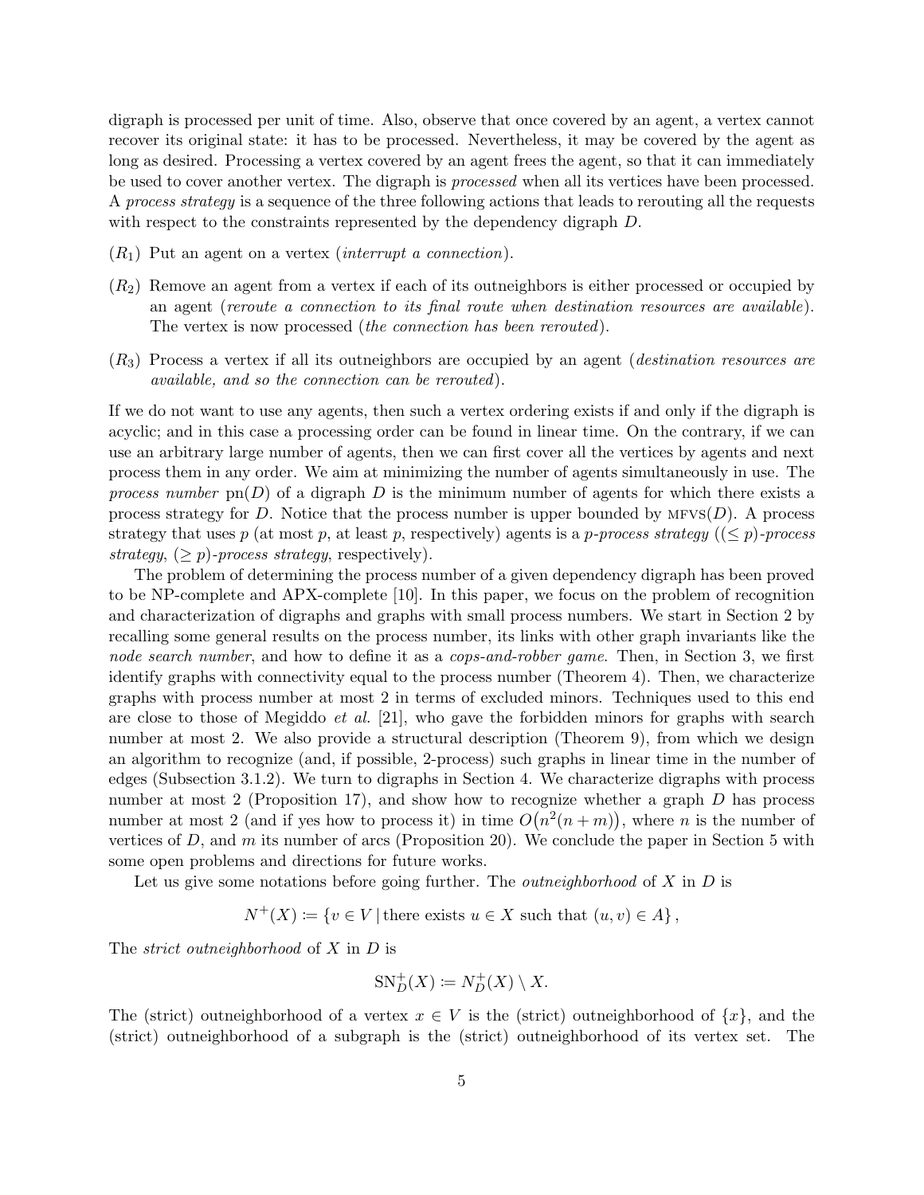digraph is processed per unit of time. Also, observe that once covered by an agent, a vertex cannot recover its original state: it has to be processed. Nevertheless, it may be covered by the agent as long as desired. Processing a vertex covered by an agent frees the agent, so that it can immediately be used to cover another vertex. The digraph is *processed* when all its vertices have been processed. A *process strategy* is a sequence of the three following actions that leads to rerouting all the requests with respect to the constraints represented by the dependency digraph $D$.

- $(R_1)$ Put an agent on a vertex (*interrupt a connection*).
- $(R_2)$ Remove an agent from a vertex if each of its outneighbors is either processed or occupied by an agent (*reroute a connection to its final route when destination resources are available*). The vertex is now processed (*the connection has been rerouted*).
- $(R_3)$ Process a vertex if all its outneighbors are occupied by an agent (*destination resources are available, and so the connection can be rerouted*).

If we do not want to use any agents, then such a vertex ordering exists if and only if the digraph is acyclic; and in this case a processing order can be found in linear time. On the contrary, if we can use an arbitrary large number of agents, then we can first cover all the vertices by agents and next process them in any order. We aim at minimizing the number of agents simultaneously in use. The *process number* $\mathrm{pn}(D)$ of a digraph $D$ is the minimum number of agents for which there exists a process strategy for $D$. Notice that the process number is upper bounded by $\textsc{mfvs}(D)$. A process strategy that uses $p$ (at most $p$, at least $p$, respectively) agents is a *p-process strategy* (*$(\leq p)$-process strategy*, *$(\geq p)$-process strategy*, respectively).

The problem of determining the process number of a given dependency digraph has been proved to be NP-complete and APX-complete [10]. In this paper, we focus on the problem of recognition and characterization of digraphs and graphs with small process numbers. We start in Section 2 by recalling some general results on the process number, its links with other graph invariants like the *node search number*, and how to define it as a *cops-and-robber game*. Then, in Section 3, we first identify graphs with connectivity equal to the process number (Theorem 4). Then, we characterize graphs with process number at most 2 in terms of excluded minors. Techniques used to this end are close to those of Megiddo *et al.* [21], who gave the forbidden minors for graphs with search number at most 2. We also provide a structural description (Theorem 9), from which we design an algorithm to recognize (and, if possible, 2-process) such graphs in linear time in the number of edges (Subsection 3.1.2). We turn to digraphs in Section 4. We characterize digraphs with process number at most 2 (Proposition 17), and show how to recognize whether a graph $D$ has process number at most 2 (and if yes how to process it) in time $O\big(n^2(n+m)\big)$, where $n$ is the number of vertices of $D$, and $m$ its number of arcs (Proposition 20). We conclude the paper in Section 5 with some open problems and directions for future works.

Let us give some notations before going further. The *outneighborhood* of $X$ in $D$ is

$$N^+(X) \coloneqq \{v \in V \,|\, \text{there exists } u \in X \text{ such that } (u,v) \in A\},$$

The *strict outneighborhood* of $X$ in $D$ is

$$\mathrm{SN}^+_D(X) \coloneqq N^+_D(X) \setminus X.$$

The (strict) outneighborhood of a vertex $x \in V$ is the (strict) outneighborhood of $\{x\}$, and the (strict) outneighborhood of a subgraph is the (strict) outneighborhood of its vertex set. The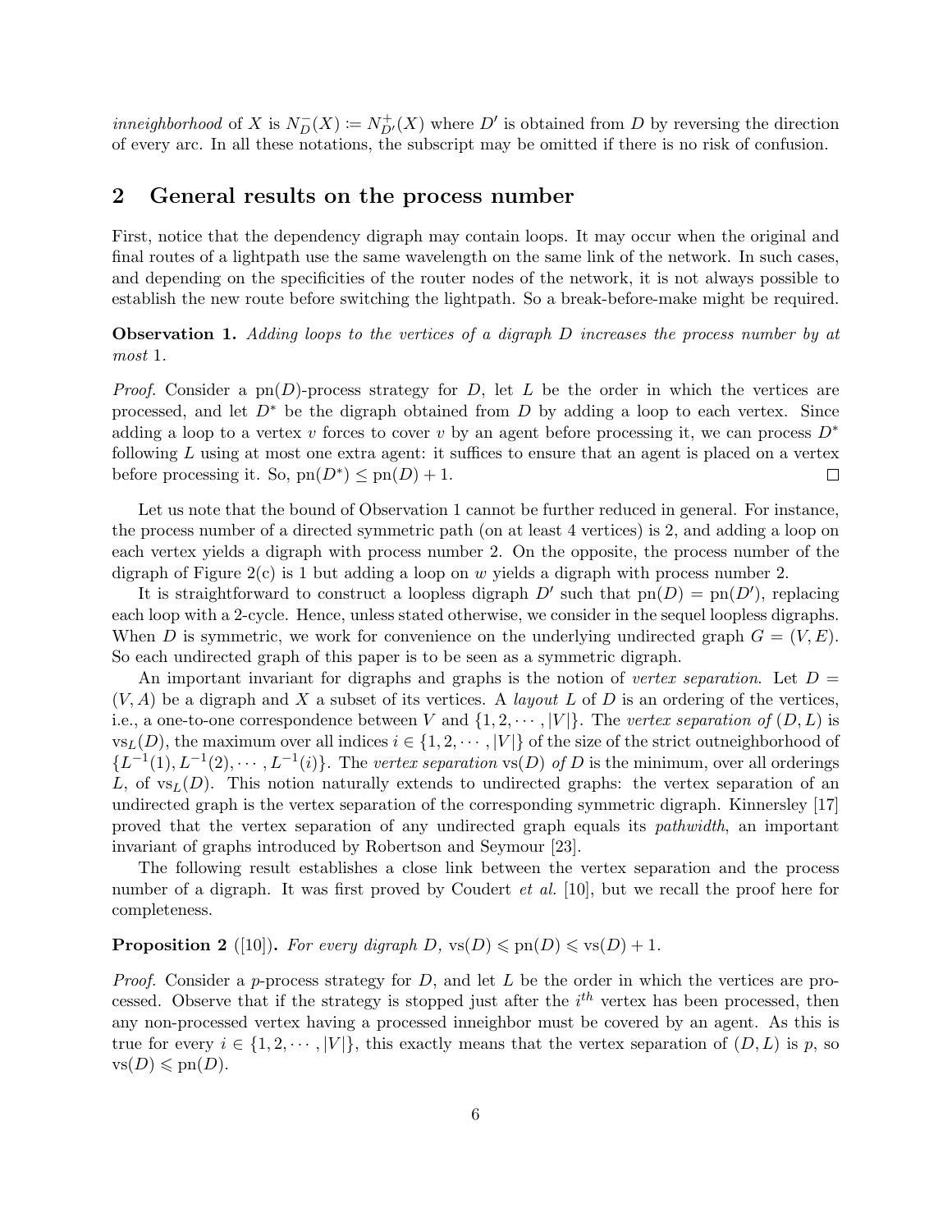*inneighborhood* of $X$ is $N^-_D(X) := N^+_{D'}(X)$ where $D'$ is obtained from $D$ by reversing the direction of every arc. In all these notations, the subscript may be omitted if there is no risk of confusion.

## 2 General results on the process number

First, notice that the dependency digraph may contain loops. It may occur when the original and final routes of a lightpath use the same wavelength on the same link of the network. In such cases, and depending on the specificities of the router nodes of the network, it is not always possible to establish the new route before switching the lightpath. So a break-before-make might be required.

**Observation 1.** *Adding loops to the vertices of a digraph $D$ increases the process number by at most 1.*

*Proof.* Consider a $\mathrm{pn}(D)$-process strategy for $D$, let $L$ be the order in which the vertices are processed, and let $D^*$ be the digraph obtained from $D$ by adding a loop to each vertex. Since adding a loop to a vertex $v$ forces to cover $v$ by an agent before processing it, we can process $D^*$ following $L$ using at most one extra agent: it suffices to ensure that an agent is placed on a vertex before processing it. So, $\mathrm{pn}(D^*) \leq \mathrm{pn}(D) + 1$. □

Let us note that the bound of Observation 1 cannot be further reduced in general. For instance, the process number of a directed symmetric path (on at least 4 vertices) is 2, and adding a loop on each vertex yields a digraph with process number 2. On the opposite, the process number of the digraph of Figure 2(c) is 1 but adding a loop on $w$ yields a digraph with process number 2.

It is straightforward to construct a loopless digraph $D'$ such that $\mathrm{pn}(D) = \mathrm{pn}(D')$, replacing each loop with a 2-cycle. Hence, unless stated otherwise, we consider in the sequel loopless digraphs. When $D$ is symmetric, we work for convenience on the underlying undirected graph $G = (V, E)$. So each undirected graph of this paper is to be seen as a symmetric digraph.

An important invariant for digraphs and graphs is the notion of *vertex separation*. Let $D = (V, A)$ be a digraph and $X$ a subset of its vertices. A *layout* $L$ of $D$ is an ordering of the vertices, i.e., a one-to-one correspondence between $V$ and $\{1, 2, \cdots, |V|\}$. The *vertex separation of* $(D, L)$ is $\mathrm{vs}_L(D)$, the maximum over all indices $i \in \{1, 2, \cdots, |V|\}$ of the size of the strict outneighborhood of $\{L^{-1}(1), L^{-1}(2), \cdots, L^{-1}(i)\}$. The *vertex separation* $\mathrm{vs}(D)$ *of* $D$ is the minimum, over all orderings $L$, of $\mathrm{vs}_L(D)$. This notion naturally extends to undirected graphs: the vertex separation of an undirected graph is the vertex separation of the corresponding symmetric digraph. Kinnersley [17] proved that the vertex separation of any undirected graph equals its *pathwidth*, an important invariant of graphs introduced by Robertson and Seymour [23].

The following result establishes a close link between the vertex separation and the process number of a digraph. It was first proved by Coudert *et al.* [10], but we recall the proof here for completeness.

**Proposition 2** ([10])**.** *For every digraph $D$, $\mathrm{vs}(D) \leqslant \mathrm{pn}(D) \leqslant \mathrm{vs}(D) + 1$.*

*Proof.* Consider a $p$-process strategy for $D$, and let $L$ be the order in which the vertices are processed. Observe that if the strategy is stopped just after the $i^{th}$ vertex has been processed, then any non-processed vertex having a processed inneighbor must be covered by an agent. As this is true for every $i \in \{1, 2, \cdots, |V|\}$, this exactly means that the vertex separation of $(D, L)$ is $p$, so $\mathrm{vs}(D) \leqslant \mathrm{pn}(D)$.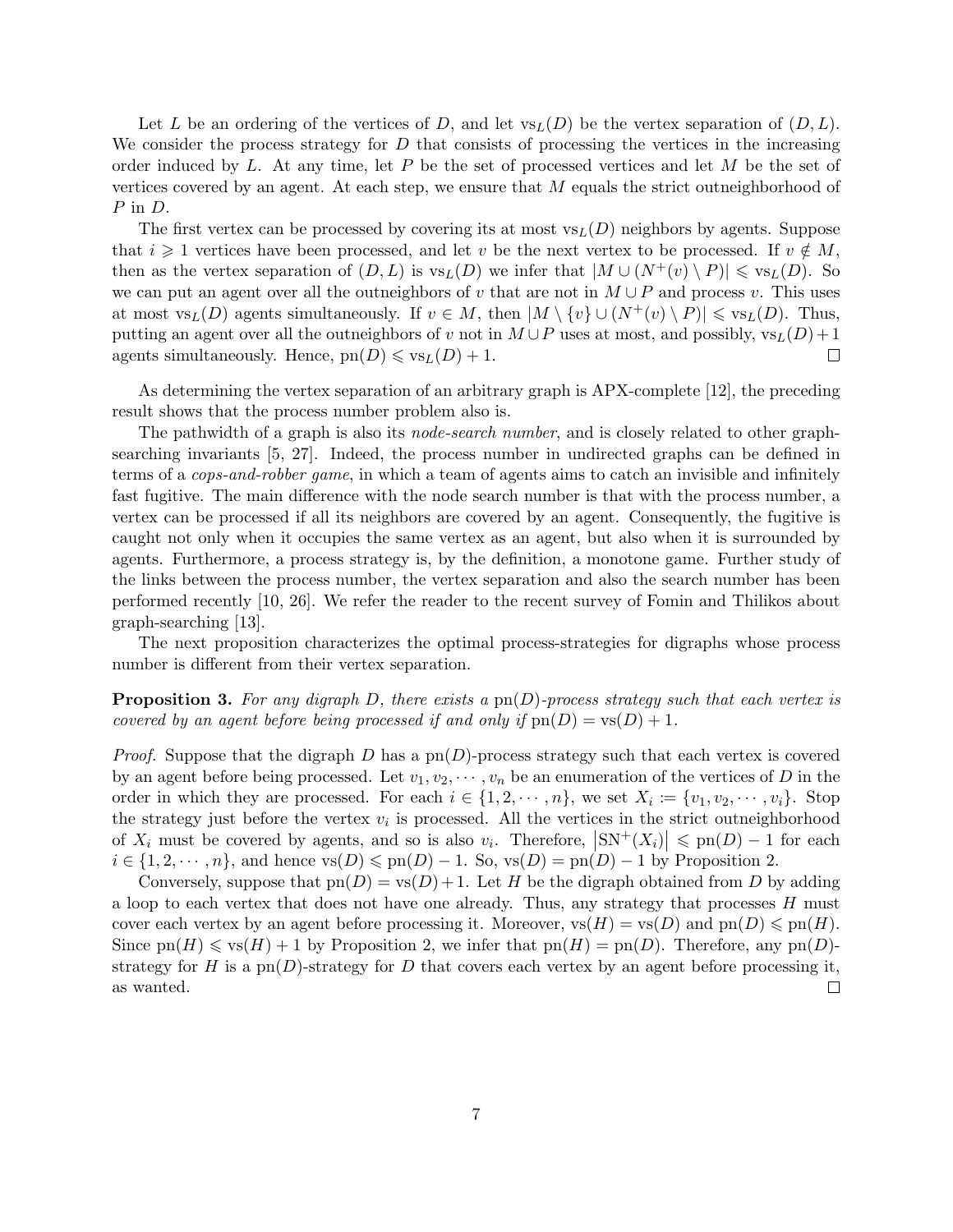Let $L$ be an ordering of the vertices of $D$, and let $\mathrm{vs}_L(D)$ be the vertex separation of $(D, L)$. We consider the process strategy for $D$ that consists of processing the vertices in the increasing order induced by $L$. At any time, let $P$ be the set of processed vertices and let $M$ be the set of vertices covered by an agent. At each step, we ensure that $M$ equals the strict outneighborhood of $P$ in $D$.

The first vertex can be processed by covering its at most $\mathrm{vs}_L(D)$ neighbors by agents. Suppose that $i \geqslant 1$ vertices have been processed, and let $v$ be the next vertex to be processed. If $v \notin M$, then as the vertex separation of $(D, L)$ is $\mathrm{vs}_L(D)$ we infer that $|M \cup (N^+(v) \setminus P)| \leqslant \mathrm{vs}_L(D)$. So we can put an agent over all the outneighbors of $v$ that are not in $M \cup P$ and process $v$. This uses at most $\mathrm{vs}_L(D)$ agents simultaneously. If $v \in M$, then $|M \setminus \{v\} \cup (N^+(v) \setminus P)| \leqslant \mathrm{vs}_L(D)$. Thus, putting an agent over all the outneighbors of $v$ not in $M \cup P$ uses at most, and possibly, $\mathrm{vs}_L(D) + 1$ agents simultaneously. Hence, $\mathrm{pn}(D) \leqslant \mathrm{vs}_L(D) + 1$. □

As determining the vertex separation of an arbitrary graph is APX-complete [12], the preceding result shows that the process number problem also is.

The pathwidth of a graph is also its *node-search number*, and is closely related to other graph-searching invariants [5, 27]. Indeed, the process number in undirected graphs can be defined in terms of a *cops-and-robber game*, in which a team of agents aims to catch an invisible and infinitely fast fugitive. The main difference with the node search number is that with the process number, a vertex can be processed if all its neighbors are covered by an agent. Consequently, the fugitive is caught not only when it occupies the same vertex as an agent, but also when it is surrounded by agents. Furthermore, a process strategy is, by the definition, a monotone game. Further study of the links between the process number, the vertex separation and also the search number has been performed recently [10, 26]. We refer the reader to the recent survey of Fomin and Thilikos about graph-searching [13].

The next proposition characterizes the optimal process-strategies for digraphs whose process number is different from their vertex separation.

**Proposition 3.** *For any digraph $D$, there exists a $\mathrm{pn}(D)$-process strategy such that each vertex is covered by an agent before being processed if and only if $\mathrm{pn}(D) = \mathrm{vs}(D) + 1$.*

*Proof.* Suppose that the digraph $D$ has a $\mathrm{pn}(D)$-process strategy such that each vertex is covered by an agent before being processed. Let $v_1, v_2, \cdots, v_n$ be an enumeration of the vertices of $D$ in the order in which they are processed. For each $i \in \{1, 2, \cdots, n\}$, we set $X_i := \{v_1, v_2, \cdots, v_i\}$. Stop the strategy just before the vertex $v_i$ is processed. All the vertices in the strict outneighborhood of $X_i$ must be covered by agents, and so is also $v_i$. Therefore, $\left|\mathrm{SN}^+(X_i)\right| \leqslant \mathrm{pn}(D) - 1$ for each $i \in \{1, 2, \cdots, n\}$, and hence $\mathrm{vs}(D) \leqslant \mathrm{pn}(D) - 1$. So, $\mathrm{vs}(D) = \mathrm{pn}(D) - 1$ by Proposition 2.

Conversely, suppose that $\mathrm{pn}(D) = \mathrm{vs}(D) + 1$. Let $H$ be the digraph obtained from $D$ by adding a loop to each vertex that does not have one already. Thus, any strategy that processes $H$ must cover each vertex by an agent before processing it. Moreover, $\mathrm{vs}(H) = \mathrm{vs}(D)$ and $\mathrm{pn}(D) \leqslant \mathrm{pn}(H)$. Since $\mathrm{pn}(H) \leqslant \mathrm{vs}(H) + 1$ by Proposition 2, we infer that $\mathrm{pn}(H) = \mathrm{pn}(D)$. Therefore, any $\mathrm{pn}(D)$-strategy for $H$ is a $\mathrm{pn}(D)$-strategy for $D$ that covers each vertex by an agent before processing it, as wanted. □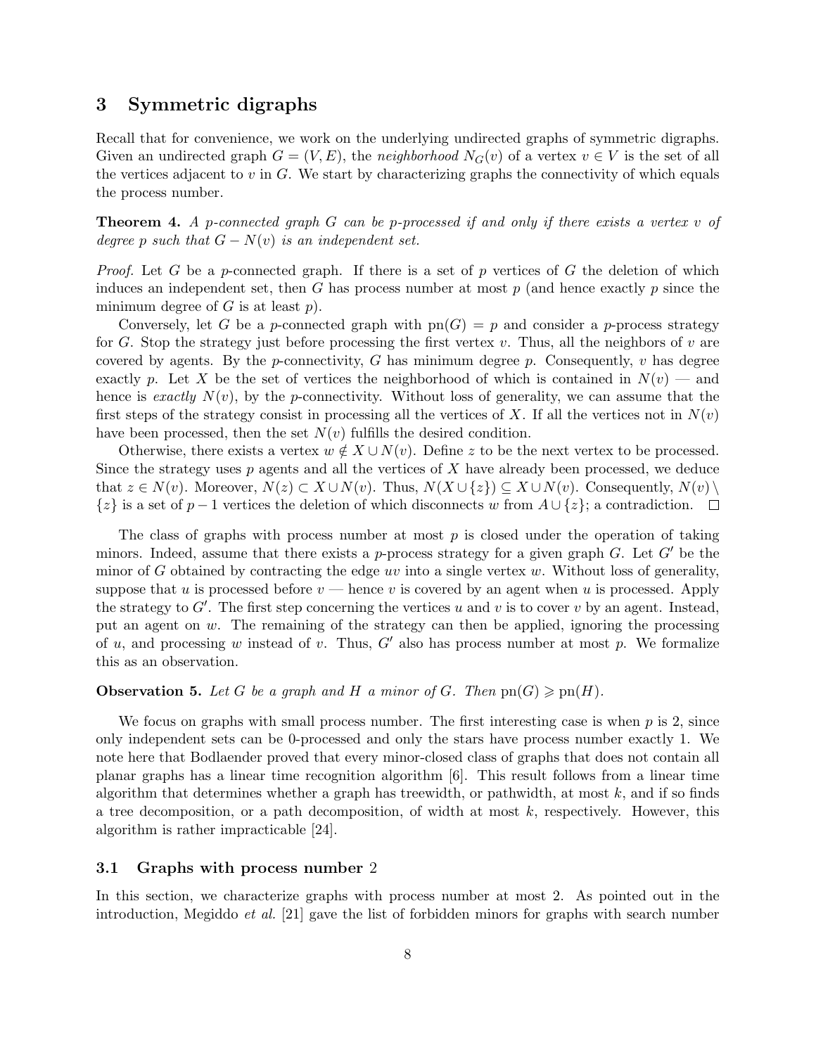## 3 Symmetric digraphs

Recall that for convenience, we work on the underlying undirected graphs of symmetric digraphs. Given an undirected graph $G = (V, E)$, the *neighborhood* $N_G(v)$ of a vertex $v \in V$ is the set of all the vertices adjacent to $v$ in $G$. We start by characterizing graphs the connectivity of which equals the process number.

**Theorem 4.** *A $p$-connected graph $G$ can be $p$-processed if and only if there exists a vertex $v$ of degree $p$ such that $G - N(v)$ is an independent set.*

*Proof.* Let $G$ be a $p$-connected graph. If there is a set of $p$ vertices of $G$ the deletion of which induces an independent set, then $G$ has process number at most $p$ (and hence exactly $p$ since the minimum degree of $G$ is at least $p$).

Conversely, let $G$ be a $p$-connected graph with $\mathrm{pn}(G) = p$ and consider a $p$-process strategy for $G$. Stop the strategy just before processing the first vertex $v$. Thus, all the neighbors of $v$ are covered by agents. By the $p$-connectivity, $G$ has minimum degree $p$. Consequently, $v$ has degree exactly $p$. Let $X$ be the set of vertices the neighborhood of which is contained in $N(v)$ — and hence is *exactly* $N(v)$, by the $p$-connectivity. Without loss of generality, we can assume that the first steps of the strategy consist in processing all the vertices of $X$. If all the vertices not in $N(v)$ have been processed, then the set $N(v)$ fulfills the desired condition.

Otherwise, there exists a vertex $w \notin X \cup N(v)$. Define $z$ to be the next vertex to be processed. Since the strategy uses $p$ agents and all the vertices of $X$ have already been processed, we deduce that $z \in N(v)$. Moreover, $N(z) \subset X \cup N(v)$. Thus, $N(X \cup \{z\}) \subseteq X \cup N(v)$. Consequently, $N(v) \setminus \{z\}$ is a set of $p-1$ vertices the deletion of which disconnects $w$ from $A \cup \{z\}$; a contradiction. □

The class of graphs with process number at most $p$ is closed under the operation of taking minors. Indeed, assume that there exists a $p$-process strategy for a given graph $G$. Let $G'$ be the minor of $G$ obtained by contracting the edge $uv$ into a single vertex $w$. Without loss of generality, suppose that $u$ is processed before $v$ — hence $v$ is covered by an agent when $u$ is processed. Apply the strategy to $G'$. The first step concerning the vertices $u$ and $v$ is to cover $v$ by an agent. Instead, put an agent on $w$. The remaining of the strategy can then be applied, ignoring the processing of $u$, and processing $w$ instead of $v$. Thus, $G'$ also has process number at most $p$. We formalize this as an observation.

**Observation 5.** *Let $G$ be a graph and $H$ a minor of $G$. Then $\mathrm{pn}(G) \geqslant \mathrm{pn}(H)$.*

We focus on graphs with small process number. The first interesting case is when $p$ is 2, since only independent sets can be 0-processed and only the stars have process number exactly 1. We note here that Bodlaender proved that every minor-closed class of graphs that does not contain all planar graphs has a linear time recognition algorithm [6]. This result follows from a linear time algorithm that determines whether a graph has treewidth, or pathwidth, at most $k$, and if so finds a tree decomposition, or a path decomposition, of width at most $k$, respectively. However, this algorithm is rather impracticable [24].

### 3.1 Graphs with process number 2

In this section, we characterize graphs with process number at most 2. As pointed out in the introduction, Megiddo *et al.* [21] gave the list of forbidden minors for graphs with search number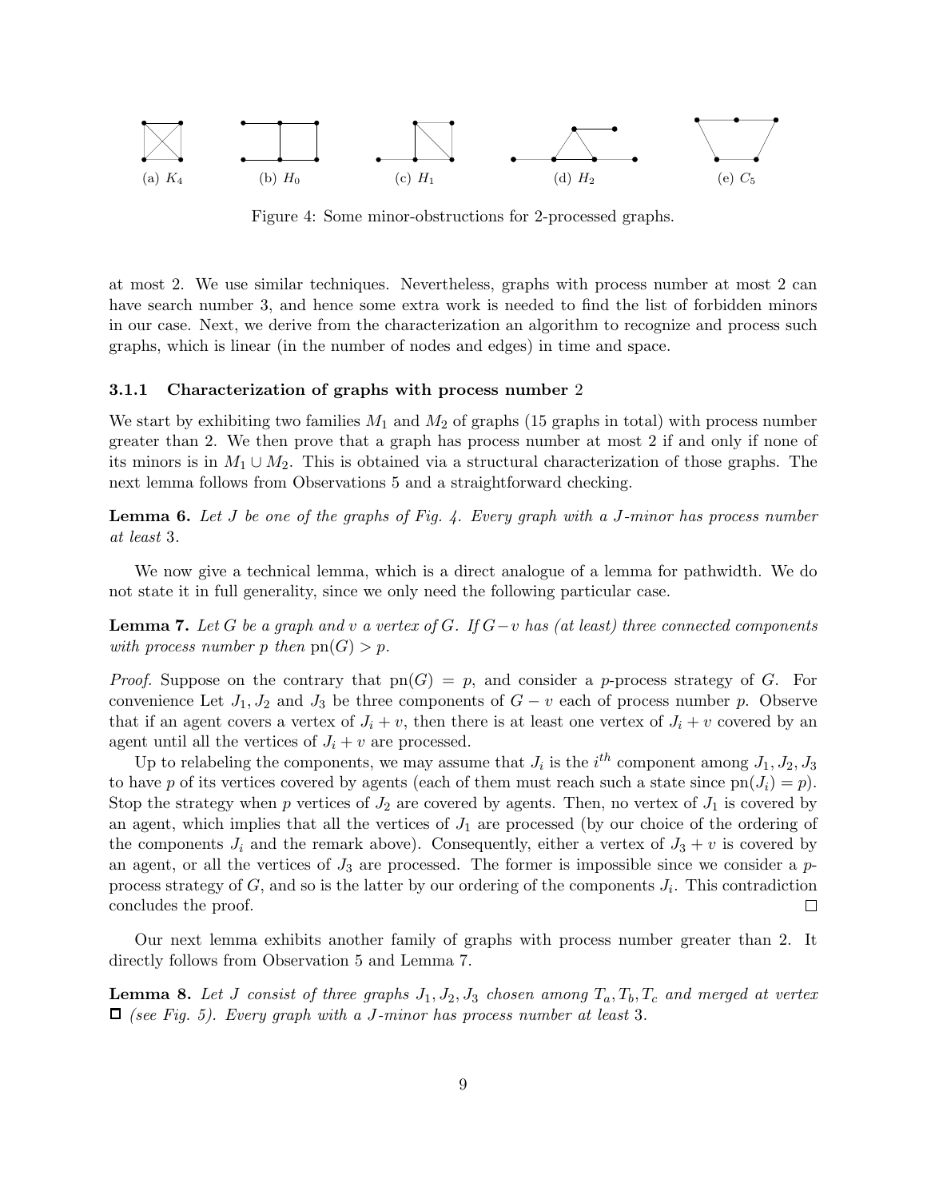(a) $K_4$ (b) $H_0$ (c) $H_1$ (d) $H_2$ (e) $C_5$

Figure 4: Some minor-obstructions for 2-processed graphs.

at most 2. We use similar techniques. Nevertheless, graphs with process number at most 2 can have search number 3, and hence some extra work is needed to find the list of forbidden minors in our case. Next, we derive from the characterization an algorithm to recognize and process such graphs, which is linear (in the number of nodes and edges) in time and space.

#### 3.1.1 Characterization of graphs with process number 2

We start by exhibiting two families $M_1$ and $M_2$ of graphs (15 graphs in total) with process number greater than 2. We then prove that a graph has process number at most 2 if and only if none of its minors is in $M_1 \cup M_2$. This is obtained via a structural characterization of those graphs. The next lemma follows from Observations 5 and a straightforward checking.

**Lemma 6.** *Let $J$ be one of the graphs of Fig. 4. Every graph with a $J$-minor has process number at least* 3.

We now give a technical lemma, which is a direct analogue of a lemma for pathwidth. We do not state it in full generality, since we only need the following particular case.

**Lemma 7.** *Let $G$ be a graph and $v$ a vertex of $G$. If $G-v$ has (at least) three connected components with process number $p$ then $\mathrm{pn}(G) > p$.*

*Proof.* Suppose on the contrary that $\mathrm{pn}(G) = p$, and consider a $p$-process strategy of $G$. For convenience Let $J_1, J_2$ and $J_3$ be three components of $G - v$ each of process number $p$. Observe that if an agent covers a vertex of $J_i + v$, then there is at least one vertex of $J_i + v$ covered by an agent until all the vertices of $J_i + v$ are processed.

Up to relabeling the components, we may assume that $J_i$ is the $i^{th}$ component among $J_1, J_2, J_3$ to have $p$ of its vertices covered by agents (each of them must reach such a state since $\mathrm{pn}(J_i) = p$). Stop the strategy when $p$ vertices of $J_2$ are covered by agents. Then, no vertex of $J_1$ is covered by an agent, which implies that all the vertices of $J_1$ are processed (by our choice of the ordering of the components $J_i$ and the remark above). Consequently, either a vertex of $J_3 + v$ is covered by an agent, or all the vertices of $J_3$ are processed. The former is impossible since we consider a $p$-process strategy of $G$, and so is the latter by our ordering of the components $J_i$. This contradiction concludes the proof. $\square$

Our next lemma exhibits another family of graphs with process number greater than 2. It directly follows from Observation 5 and Lemma 7.

**Lemma 8.** *Let $J$ consist of three graphs $J_1, J_2, J_3$ chosen among $T_a, T_b, T_c$ and merged at vertex $\square$ (see Fig. 5). Every graph with a $J$-minor has process number at least* 3.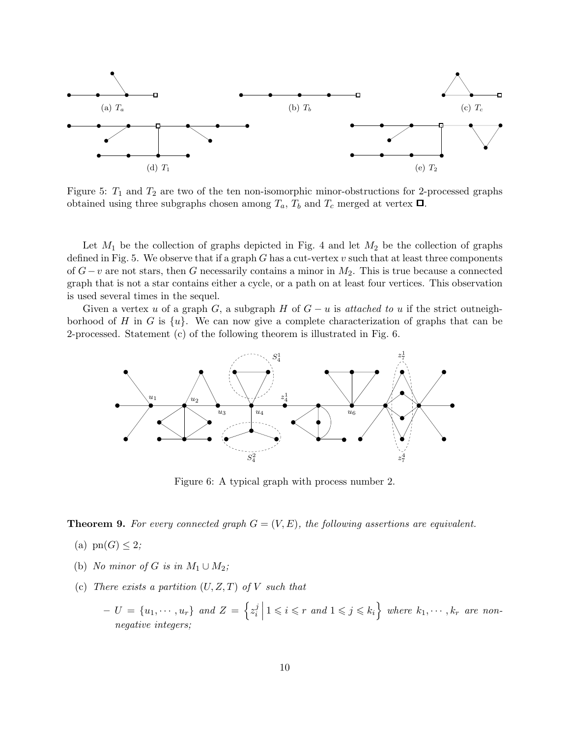Figure 5: $T_1$ and $T_2$ are two of the ten non-isomorphic minor-obstructions for 2-processed graphs obtained using three subgraphs chosen among $T_a$, $T_b$ and $T_c$ merged at vertex $\square$.

Let $M_1$ be the collection of graphs depicted in Fig. 4 and let $M_2$ be the collection of graphs defined in Fig. 5. We observe that if a graph $G$ has a cut-vertex $v$ such that at least three components of $G - v$ are not stars, then $G$ necessarily contains a minor in $M_2$. This is true because a connected graph that is not a star contains either a cycle, or a path on at least four vertices. This observation is used several times in the sequel.

Given a vertex $u$ of a graph $G$, a subgraph $H$ of $G - u$ is *attached to* $u$ if the strict outneighborhood of $H$ in $G$ is $\{u\}$. We can now give a complete characterization of graphs that can be 2-processed. Statement (c) of the following theorem is illustrated in Fig. 6.

Figure 6: A typical graph with process number 2.

**Theorem 9.** *For every connected graph $G = (V, E)$, the following assertions are equivalent.*

(a) $\text{pn}(G) \leq 2$;

(b) *No minor of $G$ is in $M_1 \cup M_2$;*

(c) *There exists a partition $(U, Z, T)$ of $V$ such that*

- $U = \{u_1, \cdots, u_r\}$ *and* $Z = \left\{ z_i^j \,\middle|\, 1 \leqslant i \leqslant r \text{ and } 1 \leqslant j \leqslant k_i \right\}$ *where $k_1, \cdots, k_r$ are non-negative integers;*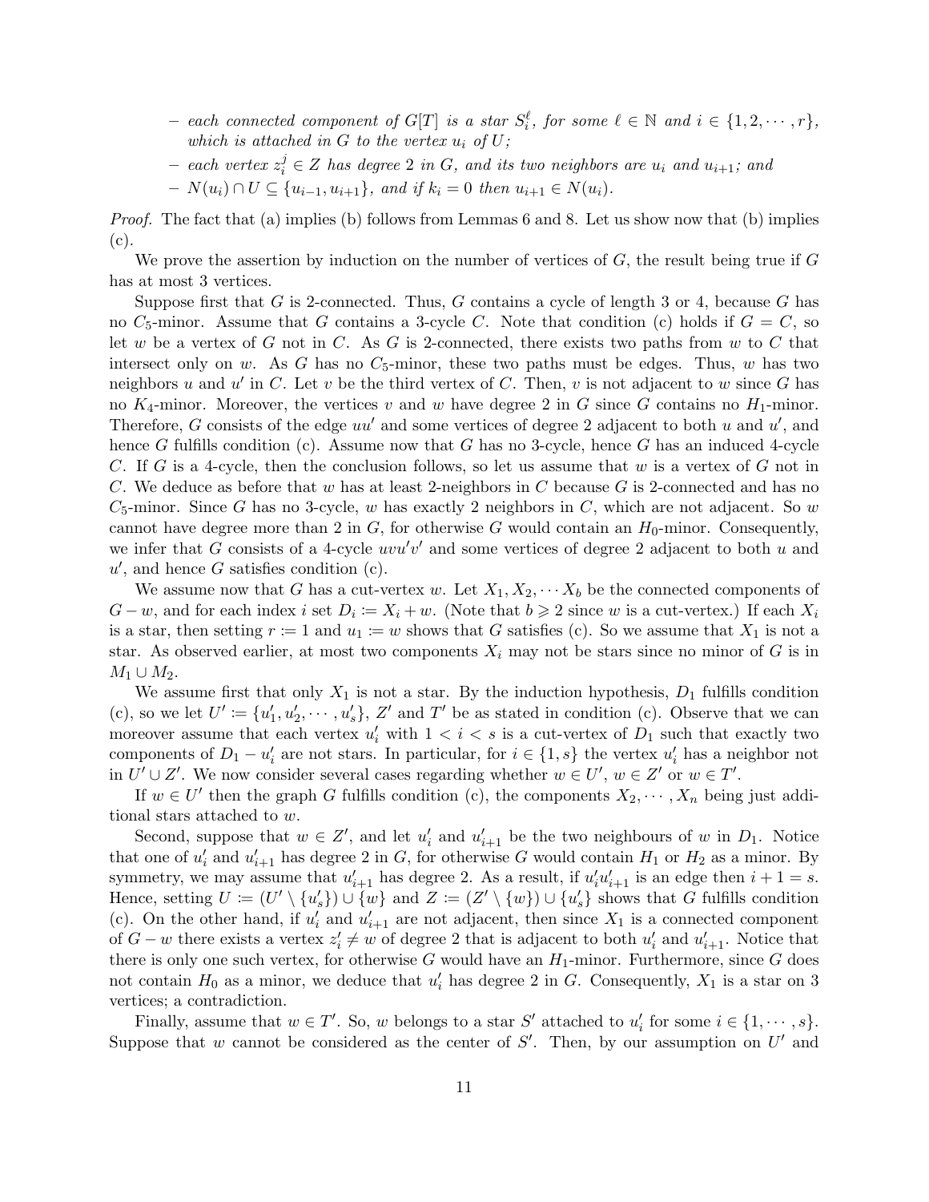– *each connected component of $G[T]$ is a star $S_i^\ell$, for some $\ell \in \mathbb{N}$ and $i \in \{1, 2, \cdots, r\}$, which is attached in $G$ to the vertex $u_i$ of $U$;*
– *each vertex $z_i^j \in Z$ has degree 2 in $G$, and its two neighbors are $u_i$ and $u_{i+1}$; and*
– *$N(u_i) \cap U \subseteq \{u_{i-1}, u_{i+1}\}$, and if $k_i = 0$ then $u_{i+1} \in N(u_i)$.*

*Proof.* The fact that (a) implies (b) follows from Lemmas 6 and 8. Let us show now that (b) implies (c).

We prove the assertion by induction on the number of vertices of $G$, the result being true if $G$ has at most 3 vertices.

Suppose first that $G$ is 2-connected. Thus, $G$ contains a cycle of length 3 or 4, because $G$ has no $C_5$-minor. Assume that $G$ contains a 3-cycle $C$. Note that condition (c) holds if $G = C$, so let $w$ be a vertex of $G$ not in $C$. As $G$ is 2-connected, there exists two paths from $w$ to $C$ that intersect only on $w$. As $G$ has no $C_5$-minor, these two paths must be edges. Thus, $w$ has two neighbors $u$ and $u'$ in $C$. Let $v$ be the third vertex of $C$. Then, $v$ is not adjacent to $w$ since $G$ has no $K_4$-minor. Moreover, the vertices $v$ and $w$ have degree 2 in $G$ since $G$ contains no $H_1$-minor. Therefore, $G$ consists of the edge $uu'$ and some vertices of degree 2 adjacent to both $u$ and $u'$, and hence $G$ fulfills condition (c). Assume now that $G$ has no 3-cycle, hence $G$ has an induced 4-cycle $C$. If $G$ is a 4-cycle, then the conclusion follows, so let us assume that $w$ is a vertex of $G$ not in $C$. We deduce as before that $w$ has at least 2-neighbors in $C$ because $G$ is 2-connected and has no $C_5$-minor. Since $G$ has no 3-cycle, $w$ has exactly 2 neighbors in $C$, which are not adjacent. So $w$ cannot have degree more than 2 in $G$, for otherwise $G$ would contain an $H_0$-minor. Consequently, we infer that $G$ consists of a 4-cycle $uvu'v'$ and some vertices of degree 2 adjacent to both $u$ and $u'$, and hence $G$ satisfies condition (c).

We assume now that $G$ has a cut-vertex $w$. Let $X_1, X_2, \cdots X_b$ be the connected components of $G - w$, and for each index $i$ set $D_i := X_i + w$. (Note that $b \geqslant 2$ since $w$ is a cut-vertex.) If each $X_i$ is a star, then setting $r := 1$ and $u_1 := w$ shows that $G$ satisfies (c). So we assume that $X_1$ is not a star. As observed earlier, at most two components $X_i$ may not be stars since no minor of $G$ is in $M_1 \cup M_2$.

We assume first that only $X_1$ is not a star. By the induction hypothesis, $D_1$ fulfills condition (c), so we let $U' := \{u'_1, u'_2, \cdots, u'_s\}$, $Z'$ and $T'$ be as stated in condition (c). Observe that we can moreover assume that each vertex $u'_i$ with $1 < i < s$ is a cut-vertex of $D_1$ such that exactly two components of $D_1 - u'_i$ are not stars. In particular, for $i \in \{1, s\}$ the vertex $u'_i$ has a neighbor not in $U' \cup Z'$. We now consider several cases regarding whether $w \in U'$, $w \in Z'$ or $w \in T'$.

If $w \in U'$ then the graph $G$ fulfills condition (c), the components $X_2, \cdots, X_n$ being just additional stars attached to $w$.

Second, suppose that $w \in Z'$, and let $u'_i$ and $u'_{i+1}$ be the two neighbours of $w$ in $D_1$. Notice that one of $u'_i$ and $u'_{i+1}$ has degree 2 in $G$, for otherwise $G$ would contain $H_1$ or $H_2$ as a minor. By symmetry, we may assume that $u'_{i+1}$ has degree 2. As a result, if $u'_iu'_{i+1}$ is an edge then $i + 1 = s$. Hence, setting $U := (U' \setminus \{u'_s\}) \cup \{w\}$ and $Z := (Z' \setminus \{w\}) \cup \{u'_s\}$ shows that $G$ fulfills condition (c). On the other hand, if $u'_i$ and $u'_{i+1}$ are not adjacent, then since $X_1$ is a connected component of $G - w$ there exists a vertex $z'_i \neq w$ of degree 2 that is adjacent to both $u'_i$ and $u'_{i+1}$. Notice that there is only one such vertex, for otherwise $G$ would have an $H_1$-minor. Furthermore, since $G$ does not contain $H_0$ as a minor, we deduce that $u'_i$ has degree 2 in $G$. Consequently, $X_1$ is a star on 3 vertices; a contradiction.

Finally, assume that $w \in T'$. So, $w$ belongs to a star $S'$ attached to $u'_i$ for some $i \in \{1, \cdots, s\}$. Suppose that $w$ cannot be considered as the center of $S'$. Then, by our assumption on $U'$ and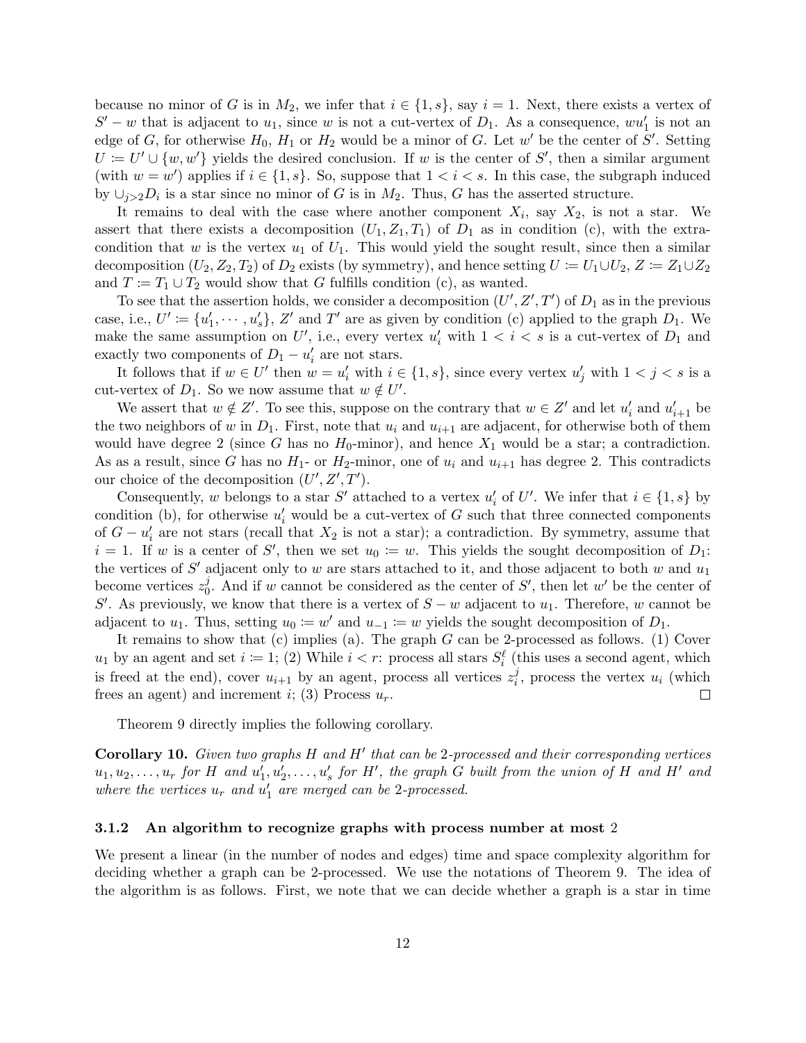because no minor of $G$ is in $M_2$, we infer that $i \in \{1, s\}$, say $i = 1$. Next, there exists a vertex of $S' - w$ that is adjacent to $u_1$, since $w$ is not a cut-vertex of $D_1$. As a consequence, $wu_1'$ is not an edge of $G$, for otherwise $H_0$, $H_1$ or $H_2$ would be a minor of $G$. Let $w'$ be the center of $S'$. Setting $U := U' \cup \{w, w'\}$ yields the desired conclusion. If $w$ is the center of $S'$, then a similar argument (with $w = w'$) applies if $i \in \{1, s\}$. So, suppose that $1 < i < s$. In this case, the subgraph induced by $\cup_{j>2} D_i$ is a star since no minor of $G$ is in $M_2$. Thus, $G$ has the asserted structure.

It remains to deal with the case where another component $X_i$, say $X_2$, is not a star. We assert that there exists a decomposition $(U_1, Z_1, T_1)$ of $D_1$ as in condition (c), with the extra-condition that $w$ is the vertex $u_1$ of $U_1$. This would yield the sought result, since then a similar decomposition $(U_2, Z_2, T_2)$ of $D_2$ exists (by symmetry), and hence setting $U := U_1 \cup U_2$, $Z := Z_1 \cup Z_2$ and $T := T_1 \cup T_2$ would show that $G$ fulfills condition (c), as wanted.

To see that the assertion holds, we consider a decomposition $(U', Z', T')$ of $D_1$ as in the previous case, i.e., $U' := \{u_1', \cdots, u_s'\}$, $Z'$ and $T'$ are as given by condition (c) applied to the graph $D_1$. We make the same assumption on $U'$, i.e., every vertex $u_i'$ with $1 < i < s$ is a cut-vertex of $D_1$ and exactly two components of $D_1 - u_i'$ are not stars.

It follows that if $w \in U'$ then $w = u_i'$ with $i \in \{1, s\}$, since every vertex $u_j'$ with $1 < j < s$ is a cut-vertex of $D_1$. So we now assume that $w \notin U'$.

We assert that $w \notin Z'$. To see this, suppose on the contrary that $w \in Z'$ and let $u_i'$ and $u_{i+1}'$ be the two neighbors of $w$ in $D_1$. First, note that $u_i$ and $u_{i+1}$ are adjacent, for otherwise both of them would have degree 2 (since $G$ has no $H_0$-minor), and hence $X_1$ would be a star; a contradiction. As as a result, since $G$ has no $H_1$- or $H_2$-minor, one of $u_i$ and $u_{i+1}$ has degree 2. This contradicts our choice of the decomposition $(U', Z', T')$.

Consequently, $w$ belongs to a star $S'$ attached to a vertex $u_i'$ of $U'$. We infer that $i \in \{1, s\}$ by condition (b), for otherwise $u_i'$ would be a cut-vertex of $G$ such that three connected components of $G - u_i'$ are not stars (recall that $X_2$ is not a star); a contradiction. By symmetry, assume that $i = 1$. If $w$ is a center of $S'$, then we set $u_0 := w$. This yields the sought decomposition of $D_1$: the vertices of $S'$ adjacent only to $w$ are stars attached to it, and those adjacent to both $w$ and $u_1$ become vertices $z_0^j$. And if $w$ cannot be considered as the center of $S'$, then let $w'$ be the center of $S'$. As previously, we know that there is a vertex of $S - w$ adjacent to $u_1$. Therefore, $w$ cannot be adjacent to $u_1$. Thus, setting $u_0 := w'$ and $u_{-1} := w$ yields the sought decomposition of $D_1$.

It remains to show that (c) implies (a). The graph $G$ can be 2-processed as follows. (1) Cover $u_1$ by an agent and set $i := 1$; (2) While $i < r$: process all stars $S_i^\ell$ (this uses a second agent, which is freed at the end), cover $u_{i+1}$ by an agent, process all vertices $z_i^j$, process the vertex $u_i$ (which frees an agent) and increment $i$; (3) Process $u_r$. □

Theorem 9 directly implies the following corollary.

**Corollary 10.** *Given two graphs $H$ and $H'$ that can be 2-processed and their corresponding vertices $u_1, u_2, \ldots, u_r$ for $H$ and $u_1', u_2', \ldots, u_s'$ for $H'$, the graph $G$ built from the union of $H$ and $H'$ and where the vertices $u_r$ and $u_1'$ are merged can be 2-processed.*

### 3.1.2 An algorithm to recognize graphs with process number at most 2

We present a linear (in the number of nodes and edges) time and space complexity algorithm for deciding whether a graph can be 2-processed. We use the notations of Theorem 9. The idea of the algorithm is as follows. First, we note that we can decide whether a graph is a star in time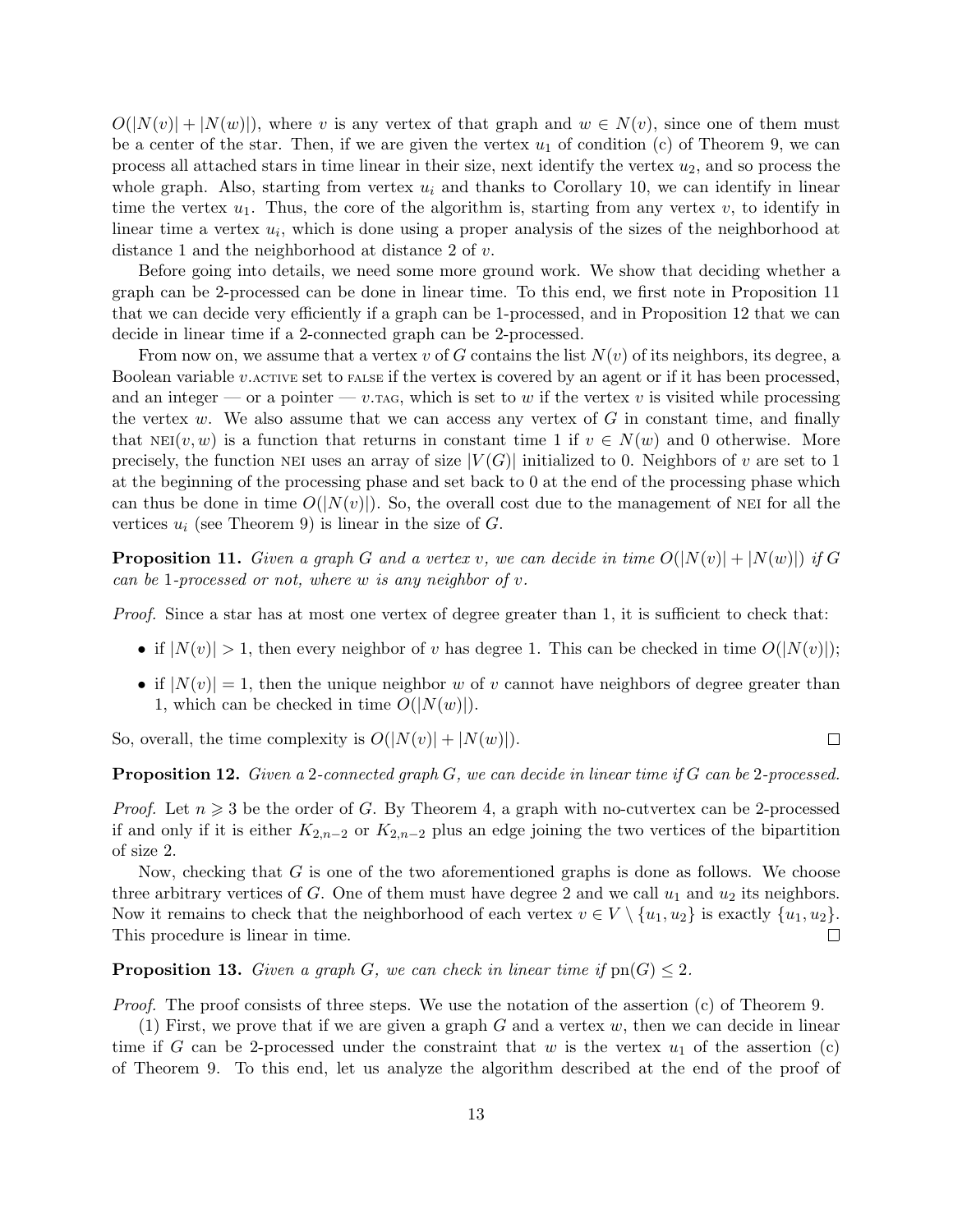$O(|N(v)| + |N(w)|)$, where $v$ is any vertex of that graph and $w \in N(v)$, since one of them must be a center of the star. Then, if we are given the vertex $u_1$ of condition (c) of Theorem 9, we can process all attached stars in time linear in their size, next identify the vertex $u_2$, and so process the whole graph. Also, starting from vertex $u_i$ and thanks to Corollary 10, we can identify in linear time the vertex $u_1$. Thus, the core of the algorithm is, starting from any vertex $v$, to identify in linear time a vertex $u_i$, which is done using a proper analysis of the sizes of the neighborhood at distance 1 and the neighborhood at distance 2 of $v$.

Before going into details, we need some more ground work. We show that deciding whether a graph can be 2-processed can be done in linear time. To this end, we first note in Proposition 11 that we can decide very efficiently if a graph can be 1-processed, and in Proposition 12 that we can decide in linear time if a 2-connected graph can be 2-processed.

From now on, we assume that a vertex $v$ of $G$ contains the list $N(v)$ of its neighbors, its degree, a Boolean variable $v$.ACTIVE set to FALSE if the vertex is covered by an agent or if it has been processed, and an integer — or a pointer — $v$.TAG, which is set to $w$ if the vertex $v$ is visited while processing the vertex $w$. We also assume that we can access any vertex of $G$ in constant time, and finally that NEI$(v, w)$ is a function that returns in constant time 1 if $v \in N(w)$ and 0 otherwise. More precisely, the function NEI uses an array of size $|V(G)|$ initialized to 0. Neighbors of $v$ are set to 1 at the beginning of the processing phase and set back to 0 at the end of the processing phase which can thus be done in time $O(|N(v)|)$. So, the overall cost due to the management of NEI for all the vertices $u_i$ (see Theorem 9) is linear in the size of $G$.

**Proposition 11.** *Given a graph $G$ and a vertex $v$, we can decide in time $O(|N(v)| + |N(w)|)$ if $G$ can be 1-processed or not, where $w$ is any neighbor of $v$.*

*Proof.* Since a star has at most one vertex of degree greater than 1, it is sufficient to check that:

- if $|N(v)| > 1$, then every neighbor of $v$ has degree 1. This can be checked in time $O(|N(v)|)$;
- if $|N(v)| = 1$, then the unique neighbor $w$ of $v$ cannot have neighbors of degree greater than 1, which can be checked in time $O(|N(w)|)$.

So, overall, the time complexity is $O(|N(v)| + |N(w)|)$. □

**Proposition 12.** *Given a 2-connected graph $G$, we can decide in linear time if $G$ can be 2-processed.*

*Proof.* Let $n \geqslant 3$ be the order of $G$. By Theorem 4, a graph with no-cutvertex can be 2-processed if and only if it is either $K_{2,n-2}$ or $K_{2,n-2}$ plus an edge joining the two vertices of the bipartition of size 2.

Now, checking that $G$ is one of the two aforementioned graphs is done as follows. We choose three arbitrary vertices of $G$. One of them must have degree 2 and we call $u_1$ and $u_2$ its neighbors. Now it remains to check that the neighborhood of each vertex $v \in V \setminus \{u_1, u_2\}$ is exactly $\{u_1, u_2\}$. This procedure is linear in time. □

**Proposition 13.** *Given a graph $G$, we can check in linear time if $\text{pn}(G) \leq 2$.*

*Proof.* The proof consists of three steps. We use the notation of the assertion (c) of Theorem 9.

(1) First, we prove that if we are given a graph $G$ and a vertex $w$, then we can decide in linear time if $G$ can be 2-processed under the constraint that $w$ is the vertex $u_1$ of the assertion (c) of Theorem 9. To this end, let us analyze the algorithm described at the end of the proof of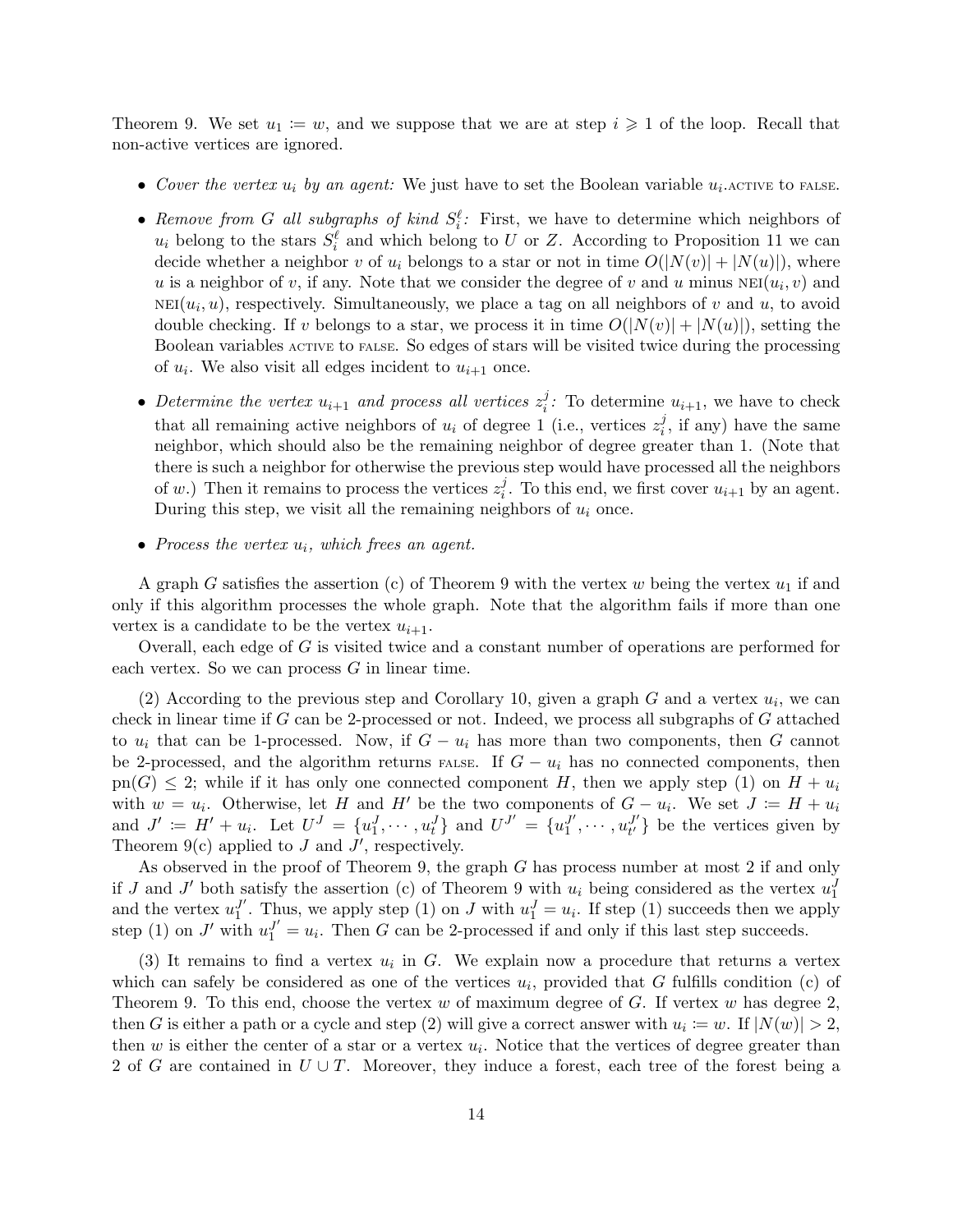Theorem 9. We set $u_1 \coloneqq w$, and we suppose that we are at step $i \geqslant 1$ of the loop. Recall that non-active vertices are ignored.

- *Cover the vertex $u_i$ by an agent:* We just have to set the Boolean variable $u_i$.ACTIVE to FALSE.
- *Remove from $G$ all subgraphs of kind $S_i^\ell$:* First, we have to determine which neighbors of $u_i$ belong to the stars $S_i^\ell$ and which belong to $U$ or $Z$. According to Proposition 11 we can decide whether a neighbor $v$ of $u_i$ belongs to a star or not in time $O(|N(v)| + |N(u)|)$, where $u$ is a neighbor of $v$, if any. Note that we consider the degree of $v$ and $u$ minus NEI$(u_i, v)$ and NEI$(u_i, u)$, respectively. Simultaneously, we place a tag on all neighbors of $v$ and $u$, to avoid double checking. If $v$ belongs to a star, we process it in time $O(|N(v)| + |N(u)|)$, setting the Boolean variables ACTIVE to FALSE. So edges of stars will be visited twice during the processing of $u_i$. We also visit all edges incident to $u_{i+1}$ once.
- *Determine the vertex $u_{i+1}$ and process all vertices $z_i^j$:* To determine $u_{i+1}$, we have to check that all remaining active neighbors of $u_i$ of degree 1 (i.e., vertices $z_i^j$, if any) have the same neighbor, which should also be the remaining neighbor of degree greater than 1. (Note that there is such a neighbor for otherwise the previous step would have processed all the neighbors of $w$.) Then it remains to process the vertices $z_i^j$. To this end, we first cover $u_{i+1}$ by an agent. During this step, we visit all the remaining neighbors of $u_i$ once.
- *Process the vertex $u_i$, which frees an agent.*

A graph $G$ satisfies the assertion (c) of Theorem 9 with the vertex $w$ being the vertex $u_1$ if and only if this algorithm processes the whole graph. Note that the algorithm fails if more than one vertex is a candidate to be the vertex $u_{i+1}$.

Overall, each edge of $G$ is visited twice and a constant number of operations are performed for each vertex. So we can process $G$ in linear time.

(2) According to the previous step and Corollary 10, given a graph $G$ and a vertex $u_i$, we can check in linear time if $G$ can be 2-processed or not. Indeed, we process all subgraphs of $G$ attached to $u_i$ that can be 1-processed. Now, if $G - u_i$ has more than two components, then $G$ cannot be 2-processed, and the algorithm returns FALSE. If $G - u_i$ has no connected components, then $\text{pn}(G) \leq 2$; while if it has only one connected component $H$, then we apply step (1) on $H + u_i$ with $w = u_i$. Otherwise, let $H$ and $H'$ be the two components of $G - u_i$. We set $J \coloneqq H + u_i$ and $J' \coloneqq H' + u_i$. Let $U^J = \{u_1^J, \cdots, u_t^J\}$ and $U^{J'} = \{u_1^{J'}, \cdots, u_{t'}^{J'}\}$ be the vertices given by Theorem 9(c) applied to $J$ and $J'$, respectively.

As observed in the proof of Theorem 9, the graph $G$ has process number at most 2 if and only if $J$ and $J'$ both satisfy the assertion (c) of Theorem 9 with $u_i$ being considered as the vertex $u_1^J$ and the vertex $u_1^{J'}$. Thus, we apply step (1) on $J$ with $u_1^J = u_i$. If step (1) succeeds then we apply step (1) on $J'$ with $u_1^{J'} = u_i$. Then $G$ can be 2-processed if and only if this last step succeeds.

(3) It remains to find a vertex $u_i$ in $G$. We explain now a procedure that returns a vertex which can safely be considered as one of the vertices $u_i$, provided that $G$ fulfills condition (c) of Theorem 9. To this end, choose the vertex $w$ of maximum degree of $G$. If vertex $w$ has degree 2, then $G$ is either a path or a cycle and step (2) will give a correct answer with $u_i \coloneqq w$. If $|N(w)| > 2$, then $w$ is either the center of a star or a vertex $u_i$. Notice that the vertices of degree greater than 2 of $G$ are contained in $U \cup T$. Moreover, they induce a forest, each tree of the forest being a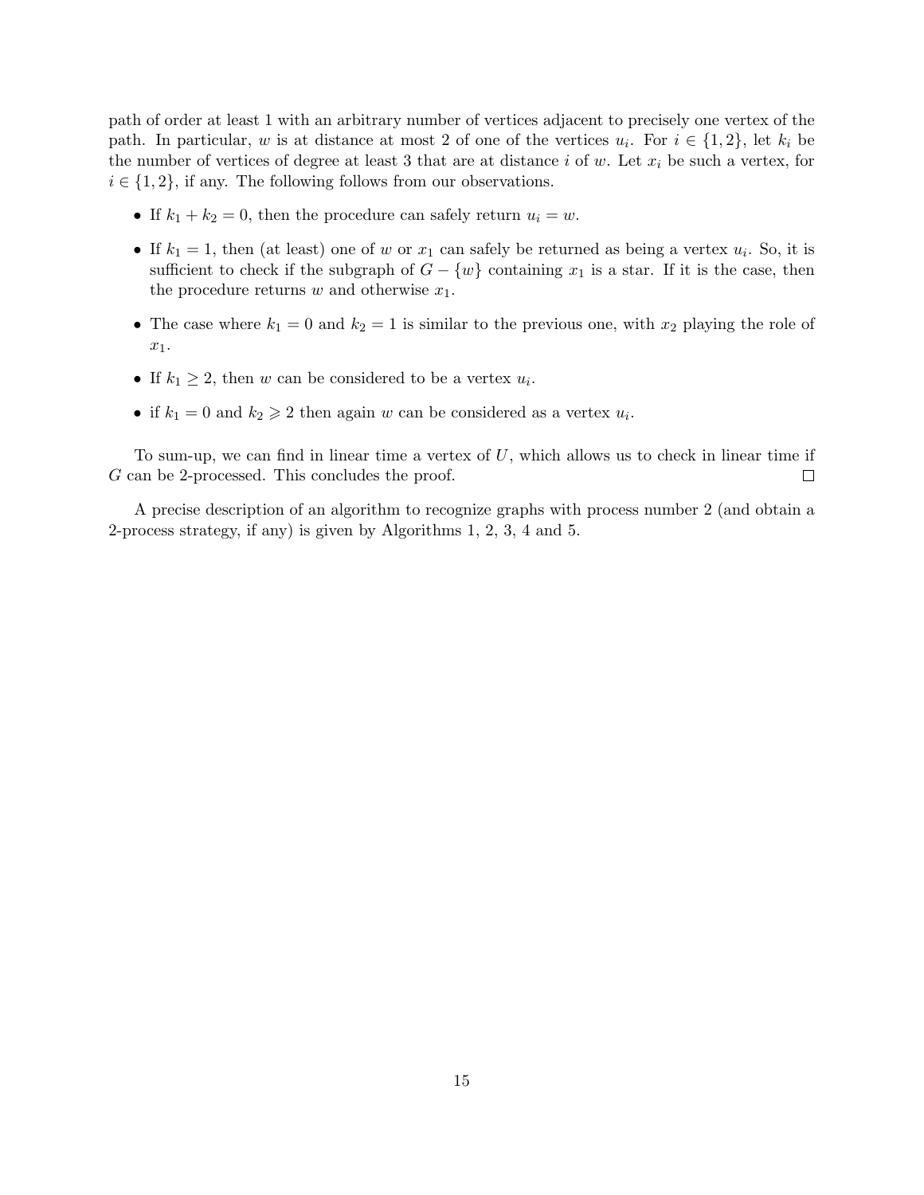path of order at least 1 with an arbitrary number of vertices adjacent to precisely one vertex of the path. In particular, $w$ is at distance at most 2 of one of the vertices $u_i$. For $i \in \{1, 2\}$, let $k_i$ be the number of vertices of degree at least 3 that are at distance $i$ of $w$. Let $x_i$ be such a vertex, for $i \in \{1, 2\}$, if any. The following follows from our observations.

- If $k_1 + k_2 = 0$, then the procedure can safely return $u_i = w$.
- If $k_1 = 1$, then (at least) one of $w$ or $x_1$ can safely be returned as being a vertex $u_i$. So, it is sufficient to check if the subgraph of $G - \{w\}$ containing $x_1$ is a star. If it is the case, then the procedure returns $w$ and otherwise $x_1$.
- The case where $k_1 = 0$ and $k_2 = 1$ is similar to the previous one, with $x_2$ playing the role of $x_1$.
- If $k_1 \geq 2$, then $w$ can be considered to be a vertex $u_i$.
- if $k_1 = 0$ and $k_2 \geqslant 2$ then again $w$ can be considered as a vertex $u_i$.

To sum-up, we can find in linear time a vertex of $U$, which allows us to check in linear time if $G$ can be 2-processed. This concludes the proof. □

A precise description of an algorithm to recognize graphs with process number 2 (and obtain a 2-process strategy, if any) is given by Algorithms 1, 2, 3, 4 and 5.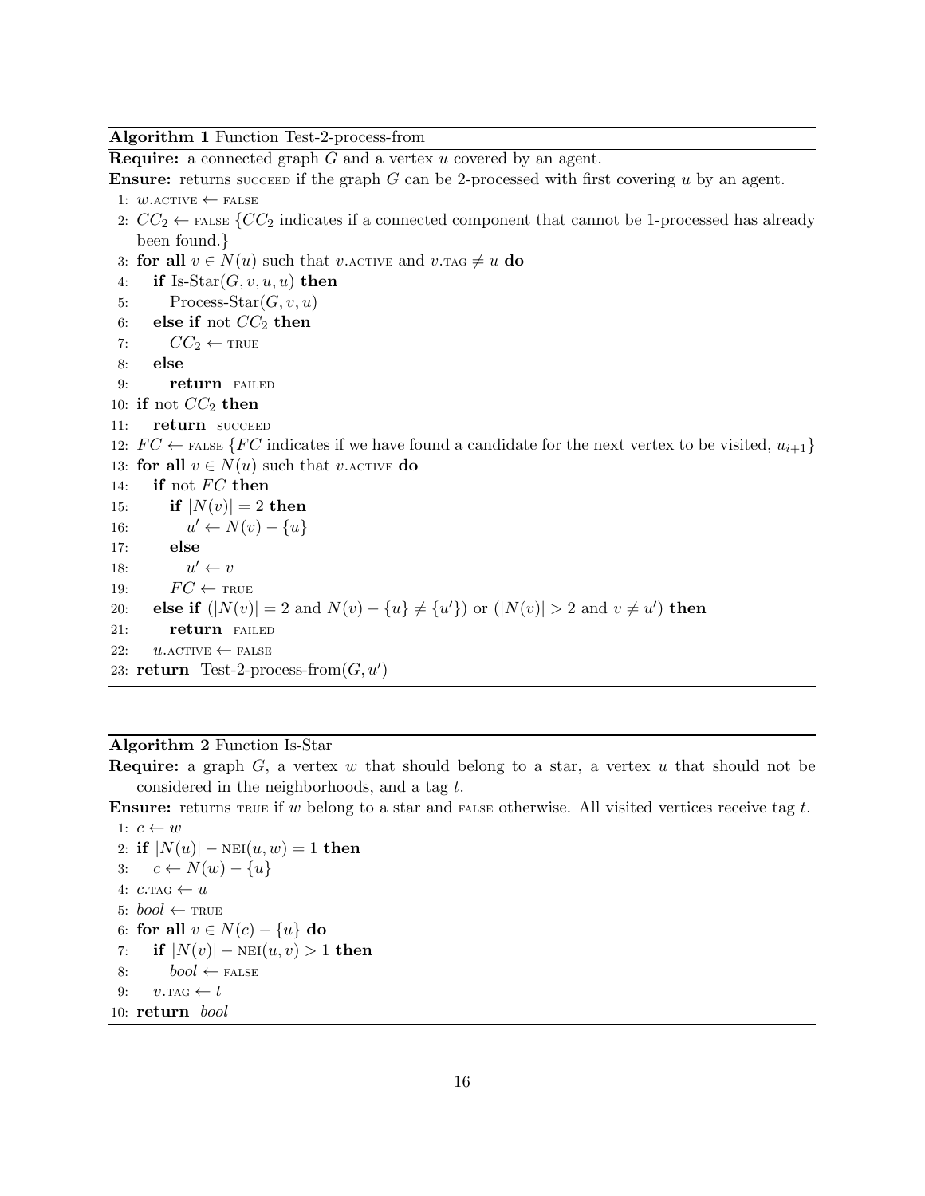**Algorithm 1** Function Test-2-process-from

**Require:** a connected graph $G$ and a vertex $u$ covered by an agent.

**Ensure:** returns SUCCEED if the graph $G$ can be 2-processed with first covering $u$ by an agent.

```
1:  w.ACTIVE ← FALSE
2:  CC_2 ← FALSE {CC_2 indicates if a connected component that cannot be 1-processed has already
    been found.}
3:  for all v ∈ N(u) such that v.ACTIVE and v.TAG ≠ u do
4:      if Is-Star(G, v, u, u) then
5:          Process-Star(G, v, u)
6:      else if not CC_2 then
7:          CC_2 ← TRUE
8:      else
9:          return FAILED
10: if not CC_2 then
11:     return SUCCEED
12: FC ← FALSE {FC indicates if we have found a candidate for the next vertex to be visited, u_{i+1}}
13: for all v ∈ N(u) such that v.ACTIVE do
14:     if not FC then
15:         if |N(v)| = 2 then
16:             u' ← N(v) − {u}
17:         else
18:             u' ← v
19:         FC ← TRUE
20:     else if (|N(v)| = 2 and N(v) − {u} ≠ {u'}) or (|N(v)| > 2 and v ≠ u') then
21:         return FAILED
22:     u.ACTIVE ← FALSE
23: return Test-2-process-from(G, u')
```

**Algorithm 2** Function Is-Star

**Require:** a graph $G$, a vertex $w$ that should belong to a star, a vertex $u$ that should not be considered in the neighborhoods, and a tag $t$.

**Ensure:** returns TRUE if $w$ belong to a star and FALSE otherwise. All visited vertices receive tag $t$.

```
1:  c ← w
2:  if |N(u)| − NEI(u, w) = 1 then
3:      c ← N(w) − {u}
4:  c.TAG ← u
5:  bool ← TRUE
6:  for all v ∈ N(c) − {u} do
7:      if |N(v)| − NEI(u, v) > 1 then
8:          bool ← FALSE
9:      v.TAG ← t
10: return bool
```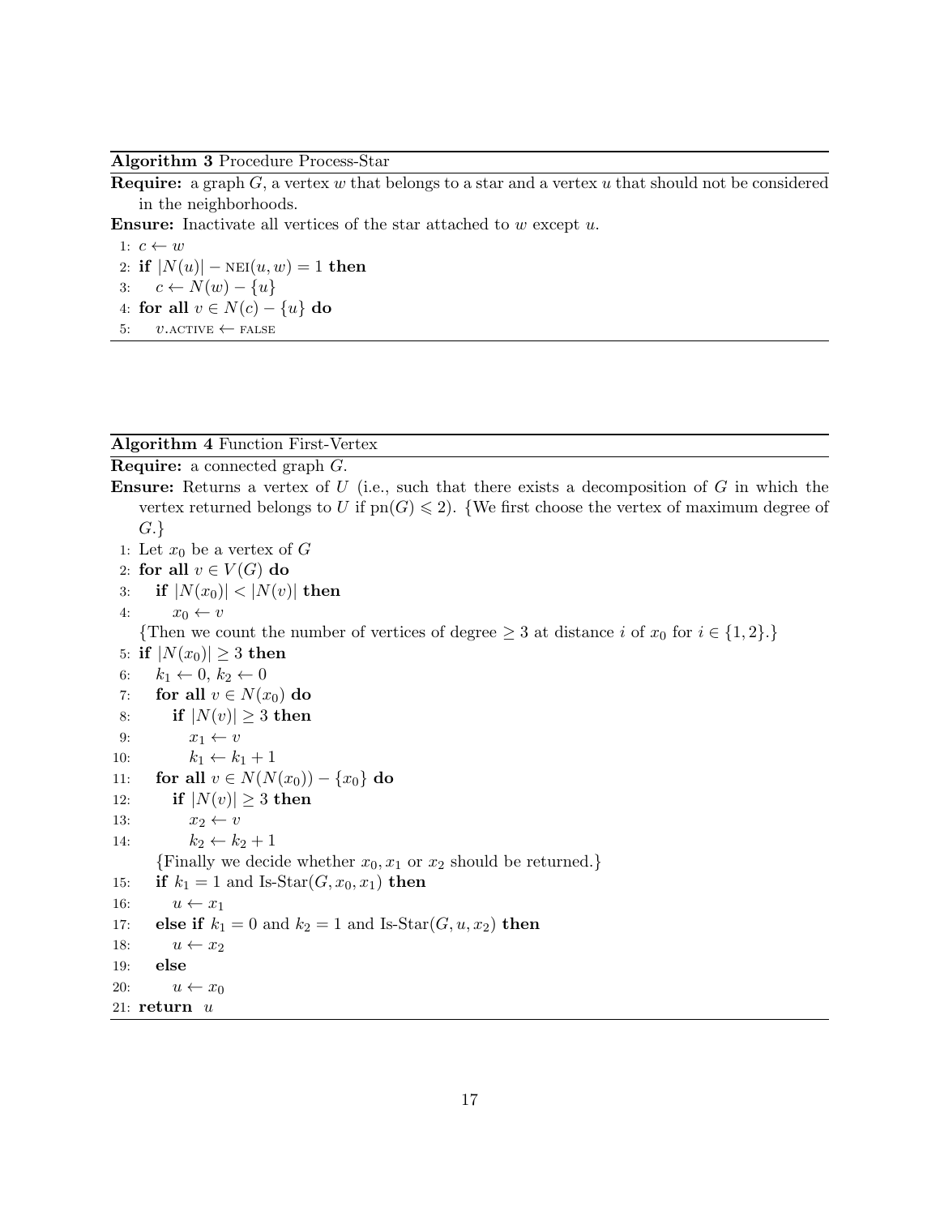**Algorithm 3** Procedure Process-Star

**Require:** a graph $G$, a vertex $w$ that belongs to a star and a vertex $u$ that should not be considered in the neighborhoods.

**Ensure:** Inactivate all vertices of the star attached to $w$ except $u$.

```
1: c ← w
2: if |N(u)| − NEI(u, w) = 1 then
3:     c ← N(w) − {u}
4: for all v ∈ N(c) − {u} do
5:     v.ACTIVE ← FALSE
```

**Algorithm 4** Function First-Vertex

**Require:** a connected graph $G$.

**Ensure:** Returns a vertex of $U$ (i.e., such that there exists a decomposition of $G$ in which the vertex returned belongs to $U$ if $\text{pn}(G) \leqslant 2$). {We first choose the vertex of maximum degree of $G$.}

```
1: Let x0 be a vertex of G
2: for all v ∈ V(G) do
3:     if |N(x0)| < |N(v)| then
4:         x0 ← v
   {Then we count the number of vertices of degree ≥ 3 at distance i of x0 for i ∈ {1, 2}.}
5: if |N(x0)| ≥ 3 then
6:     k1 ← 0, k2 ← 0
7:     for all v ∈ N(x0) do
8:         if |N(v)| ≥ 3 then
9:             x1 ← v
10:            k1 ← k1 + 1
11:    for all v ∈ N(N(x0)) − {x0} do
12:        if |N(v)| ≥ 3 then
13:            x2 ← v
14:            k2 ← k2 + 1
   {Finally we decide whether x0, x1 or x2 should be returned.}
15:    if k1 = 1 and Is-Star(G, x0, x1) then
16:        u ← x1
17:    else if k1 = 0 and k2 = 1 and Is-Star(G, u, x2) then
18:        u ← x2
19:    else
20:        u ← x0
21: return u
```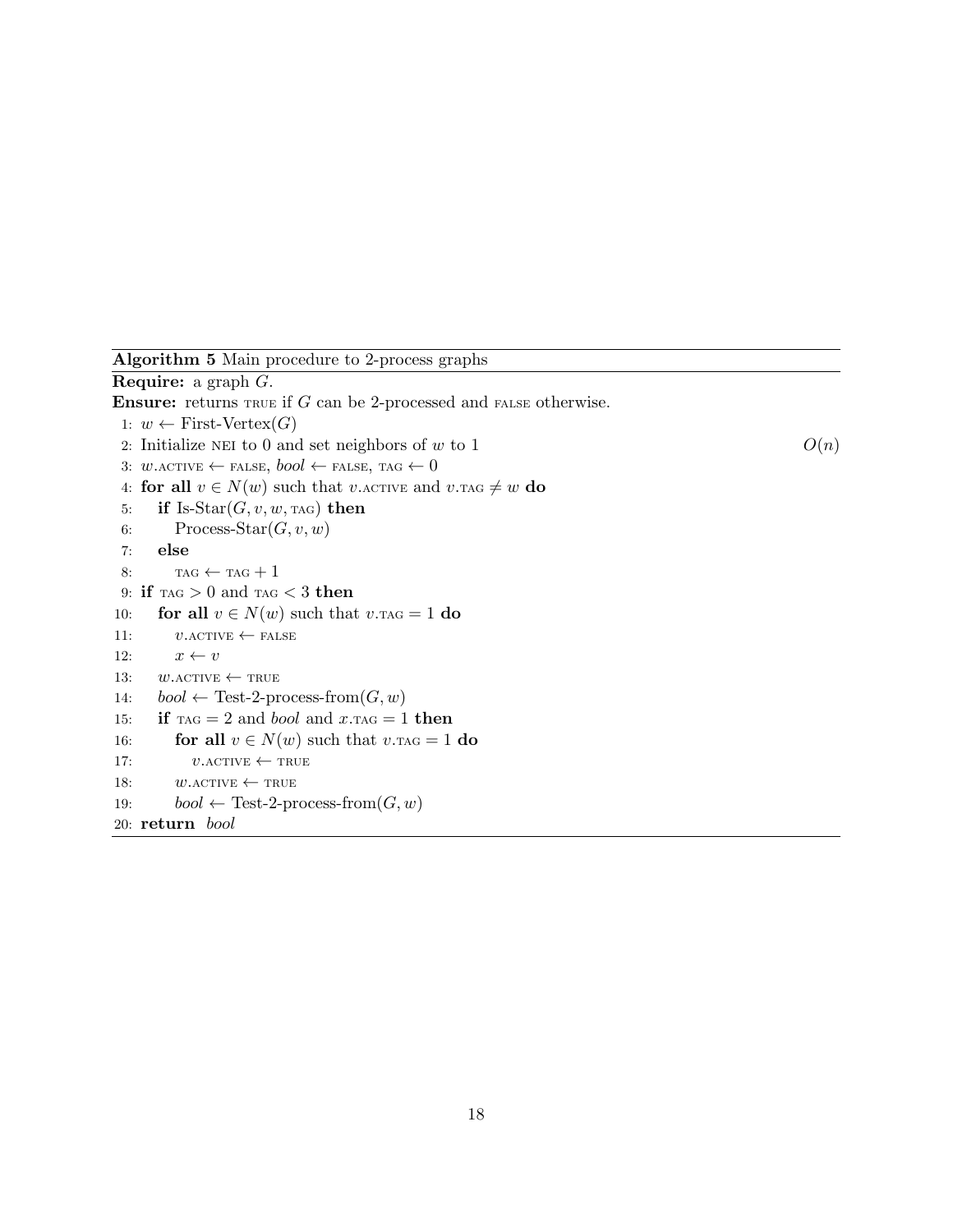**Algorithm 5** Main procedure to 2-process graphs

**Require:** a graph $G$.

**Ensure:** returns TRUE if $G$ can be 2-processed and FALSE otherwise.

```
 1: w ← First-Vertex(G)
 2: Initialize NEI to 0 and set neighbors of w to 1                    O(n)
 3: w.ACTIVE ← FALSE, bool ← FALSE, TAG ← 0
 4: for all v ∈ N(w) such that v.ACTIVE and v.TAG ≠ w do
 5:     if Is-Star(G, v, w, TAG) then
 6:         Process-Star(G, v, w)
 7:     else
 8:         TAG ← TAG + 1
 9: if TAG > 0 and TAG < 3 then
10:     for all v ∈ N(w) such that v.TAG = 1 do
11:         v.ACTIVE ← FALSE
12:         x ← v
13:     w.ACTIVE ← TRUE
14:     bool ← Test-2-process-from(G, w)
15:     if TAG = 2 and bool and x.TAG = 1 then
16:         for all v ∈ N(w) such that v.TAG = 1 do
17:             v.ACTIVE ← TRUE
18:         w.ACTIVE ← TRUE
19:         bool ← Test-2-process-from(G, w)
20: return bool
```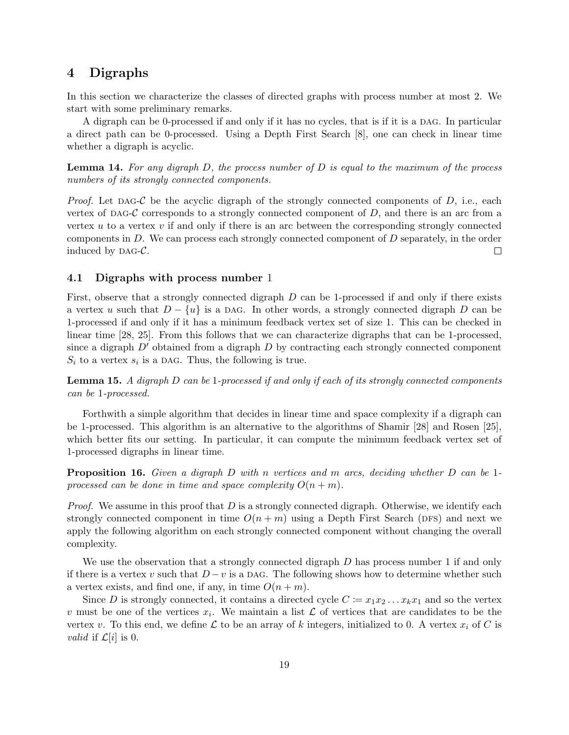## 4 Digraphs

In this section we characterize the classes of directed graphs with process number at most 2. We start with some preliminary remarks.

A digraph can be 0-processed if and only if it has no cycles, that is if it is a DAG. In particular a direct path can be 0-processed. Using a Depth First Search [8], one can check in linear time whether a digraph is acyclic.

**Lemma 14.** *For any digraph $D$, the process number of $D$ is equal to the maximum of the process numbers of its strongly connected components.*

*Proof.* Let DAG-$\mathcal{C}$ be the acyclic digraph of the strongly connected components of $D$, i.e., each vertex of DAG-$\mathcal{C}$ corresponds to a strongly connected component of $D$, and there is an arc from a vertex $u$ to a vertex $v$ if and only if there is an arc between the corresponding strongly connected components in $D$. We can process each strongly connected component of $D$ separately, in the order induced by DAG-$\mathcal{C}$. □

### 4.1 Digraphs with process number 1

First, observe that a strongly connected digraph $D$ can be 1-processed if and only if there exists a vertex $u$ such that $D - \{u\}$ is a DAG. In other words, a strongly connected digraph $D$ can be 1-processed if and only if it has a minimum feedback vertex set of size 1. This can be checked in linear time [28, 25]. From this follows that we can characterize digraphs that can be 1-processed, since a digraph $D'$ obtained from a digraph $D$ by contracting each strongly connected component $S_i$ to a vertex $s_i$ is a DAG. Thus, the following is true.

**Lemma 15.** *A digraph $D$ can be 1-processed if and only if each of its strongly connected components can be 1-processed.*

Forthwith a simple algorithm that decides in linear time and space complexity if a digraph can be 1-processed. This algorithm is an alternative to the algorithms of Shamir [28] and Rosen [25], which better fits our setting. In particular, it can compute the minimum feedback vertex set of 1-processed digraphs in linear time.

**Proposition 16.** *Given a digraph $D$ with $n$ vertices and $m$ arcs, deciding whether $D$ can be 1-processed can be done in time and space complexity $O(n + m)$.*

*Proof.* We assume in this proof that $D$ is a strongly connected digraph. Otherwise, we identify each strongly connected component in time $O(n + m)$ using a Depth First Search (DFS) and next we apply the following algorithm on each strongly connected component without changing the overall complexity.

We use the observation that a strongly connected digraph $D$ has process number 1 if and only if there is a vertex $v$ such that $D - v$ is a DAG. The following shows how to determine whether such a vertex exists, and find one, if any, in time $O(n + m)$.

Since $D$ is strongly connected, it contains a directed cycle $C \coloneqq x_1 x_2 \dots x_k x_1$ and so the vertex $v$ must be one of the vertices $x_i$. We maintain a list $\mathcal{L}$ of vertices that are candidates to be the vertex $v$. To this end, we define $\mathcal{L}$ to be an array of $k$ integers, initialized to 0. A vertex $x_i$ of $C$ is *valid* if $\mathcal{L}[i]$ is 0.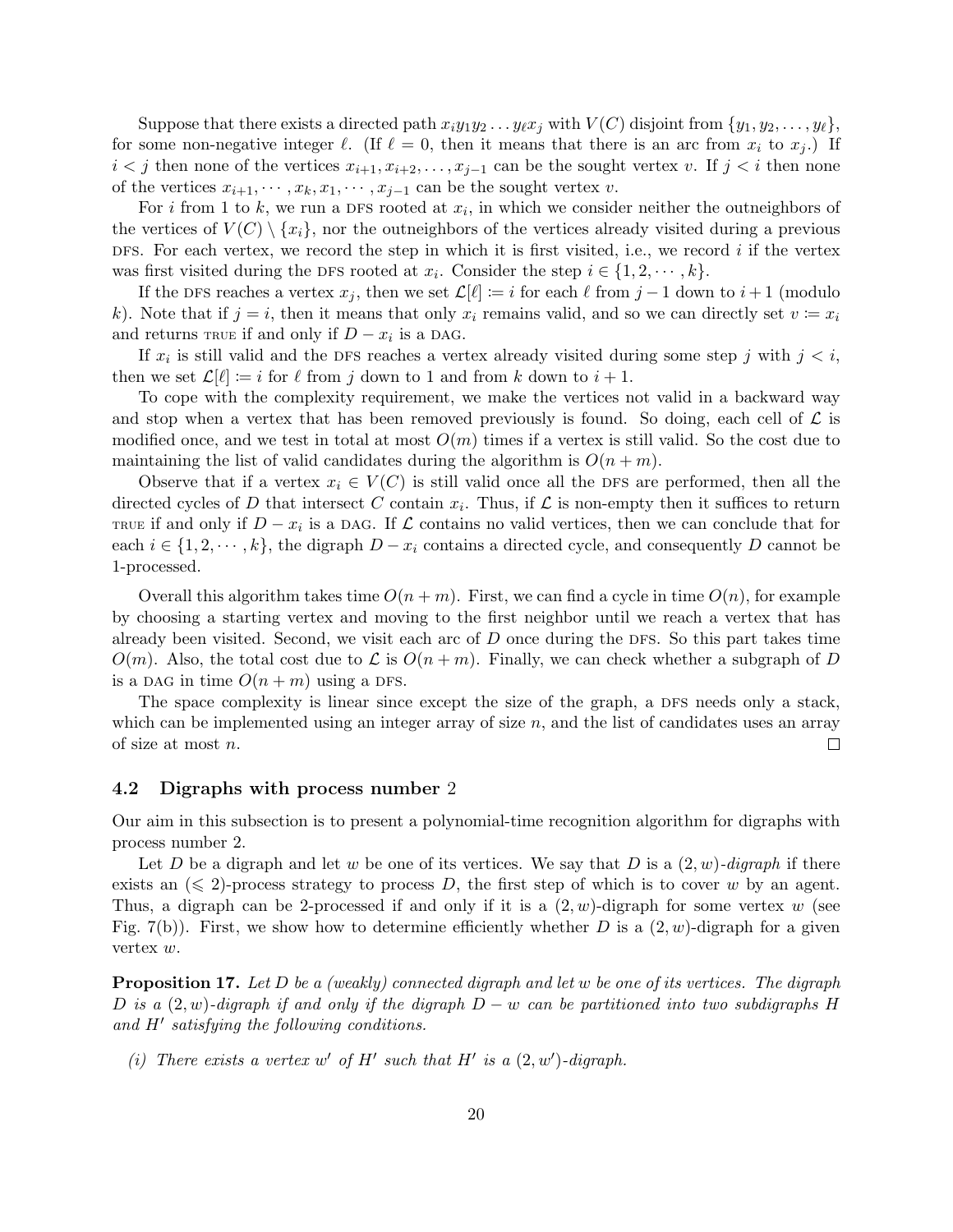Suppose that there exists a directed path $x_i y_1 y_2 \dots y_\ell x_j$ with $V(C)$ disjoint from $\{y_1, y_2, \dots, y_\ell\}$, for some non-negative integer $\ell$. (If $\ell = 0$, then it means that there is an arc from $x_i$ to $x_j$.) If $i < j$ then none of the vertices $x_{i+1}, x_{i+2}, \dots, x_{j-1}$ can be the sought vertex $v$. If $j < i$ then none of the vertices $x_{i+1}, \cdots, x_k, x_1, \cdots, x_{j-1}$ can be the sought vertex $v$.

For $i$ from 1 to $k$, we run a DFS rooted at $x_i$, in which we consider neither the outneighbors of the vertices of $V(C) \setminus \{x_i\}$, nor the outneighbors of the vertices already visited during a previous DFS. For each vertex, we record the step in which it is first visited, i.e., we record $i$ if the vertex was first visited during the DFS rooted at $x_i$. Consider the step $i \in \{1, 2, \cdots, k\}$.

If the DFS reaches a vertex $x_j$, then we set $\mathcal{L}[\ell] \coloneqq i$ for each $\ell$ from $j-1$ down to $i+1$ (modulo $k$). Note that if $j = i$, then it means that only $x_i$ remains valid, and so we can directly set $v \coloneqq x_i$ and returns TRUE if and only if $D - x_i$ is a DAG.

If $x_i$ is still valid and the DFS reaches a vertex already visited during some step $j$ with $j < i$, then we set $\mathcal{L}[\ell] \coloneqq i$ for $\ell$ from $j$ down to 1 and from $k$ down to $i+1$.

To cope with the complexity requirement, we make the vertices not valid in a backward way and stop when a vertex that has been removed previously is found. So doing, each cell of $\mathcal{L}$ is modified once, and we test in total at most $O(m)$ times if a vertex is still valid. So the cost due to maintaining the list of valid candidates during the algorithm is $O(n+m)$.

Observe that if a vertex $x_i \in V(C)$ is still valid once all the DFS are performed, then all the directed cycles of $D$ that intersect $C$ contain $x_i$. Thus, if $\mathcal{L}$ is non-empty then it suffices to return TRUE if and only if $D - x_i$ is a DAG. If $\mathcal{L}$ contains no valid vertices, then we can conclude that for each $i \in \{1, 2, \cdots, k\}$, the digraph $D - x_i$ contains a directed cycle, and consequently $D$ cannot be 1-processed.

Overall this algorithm takes time $O(n+m)$. First, we can find a cycle in time $O(n)$, for example by choosing a starting vertex and moving to the first neighbor until we reach a vertex that has already been visited. Second, we visit each arc of $D$ once during the DFS. So this part takes time $O(m)$. Also, the total cost due to $\mathcal{L}$ is $O(n+m)$. Finally, we can check whether a subgraph of $D$ is a DAG in time $O(n+m)$ using a DFS.

The space complexity is linear since except the size of the graph, a DFS needs only a stack, which can be implemented using an integer array of size $n$, and the list of candidates uses an array of size at most $n$. □

### 4.2 Digraphs with process number 2

Our aim in this subsection is to present a polynomial-time recognition algorithm for digraphs with process number 2.

Let $D$ be a digraph and let $w$ be one of its vertices. We say that $D$ is a *$(2, w)$-digraph* if there exists an $(\leqslant 2)$-process strategy to process $D$, the first step of which is to cover $w$ by an agent. Thus, a digraph can be 2-processed if and only if it is a $(2, w)$-digraph for some vertex $w$ (see Fig. 7(b)). First, we show how to determine efficiently whether $D$ is a $(2, w)$-digraph for a given vertex $w$.

**Proposition 17.** *Let $D$ be a (weakly) connected digraph and let $w$ be one of its vertices. The digraph $D$ is a $(2, w)$-digraph if and only if the digraph $D - w$ can be partitioned into two subdigraphs $H$ and $H'$ satisfying the following conditions.*

*(i) There exists a vertex $w'$ of $H'$ such that $H'$ is a $(2, w')$-digraph.*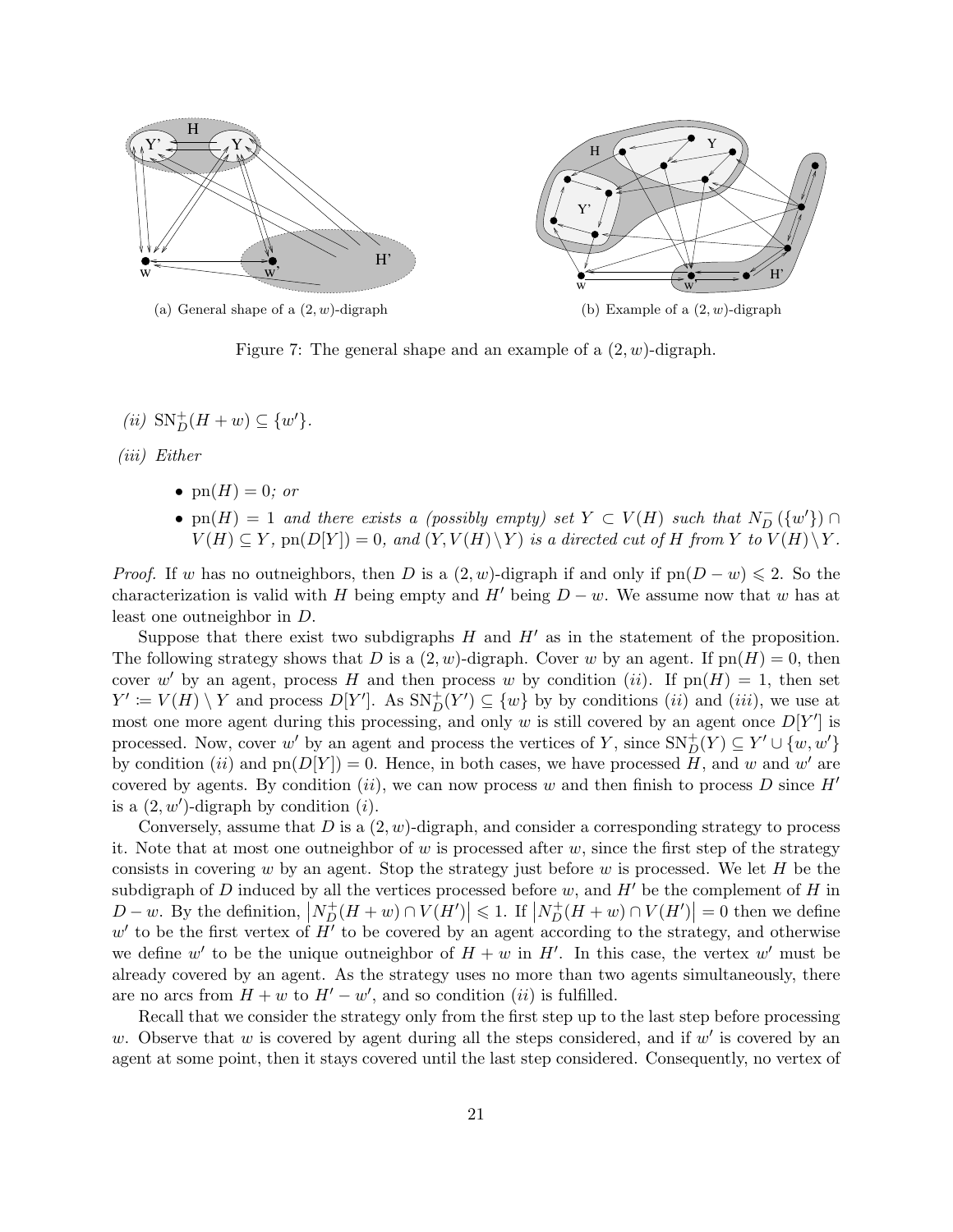(a) General shape of a $(2, w)$-digraph

(b) Example of a $(2, w)$-digraph

Figure 7: The general shape and an example of a $(2, w)$-digraph.

*(ii)* $\mathrm{SN}^+_D(H + w) \subseteq \{w'\}$.

*(iii)* *Either*

- $\mathrm{pn}(H) = 0$*; or*
- $\mathrm{pn}(H) = 1$ *and there exists a (possibly empty) set* $Y \subset V(H)$ *such that* $N^-_D(\{w'\}) \cap V(H) \subseteq Y$, $\mathrm{pn}(D[Y]) = 0$*, and* $(Y, V(H) \setminus Y)$ *is a directed cut of* $H$ *from* $Y$ *to* $V(H) \setminus Y$.

*Proof.* If $w$ has no outneighbors, then $D$ is a $(2, w)$-digraph if and only if $\mathrm{pn}(D - w) \leqslant 2$. So the characterization is valid with $H$ being empty and $H'$ being $D - w$. We assume now that $w$ has at least one outneighbor in $D$.

Suppose that there exist two subdigraphs $H$ and $H'$ as in the statement of the proposition. The following strategy shows that $D$ is a $(2, w)$-digraph. Cover $w$ by an agent. If $\mathrm{pn}(H) = 0$, then cover $w'$ by an agent, process $H$ and then process $w$ by condition $(ii)$. If $\mathrm{pn}(H) = 1$, then set $Y' \coloneqq V(H) \setminus Y$ and process $D[Y']$. As $\mathrm{SN}^+_D(Y') \subseteq \{w\}$ by by conditions $(ii)$ and $(iii)$, we use at most one more agent during this processing, and only $w$ is still covered by an agent once $D[Y']$ is processed. Now, cover $w'$ by an agent and process the vertices of $Y$, since $\mathrm{SN}^+_D(Y) \subseteq Y' \cup \{w, w'\}$ by condition $(ii)$ and $\mathrm{pn}(D[Y]) = 0$. Hence, in both cases, we have processed $H$, and $w$ and $w'$ are covered by agents. By condition $(ii)$, we can now process $w$ and then finish to process $D$ since $H'$ is a $(2, w')$-digraph by condition $(i)$.

Conversely, assume that $D$ is a $(2, w)$-digraph, and consider a corresponding strategy to process it. Note that at most one outneighbor of $w$ is processed after $w$, since the first step of the strategy consists in covering $w$ by an agent. Stop the strategy just before $w$ is processed. We let $H$ be the subdigraph of $D$ induced by all the vertices processed before $w$, and $H'$ be the complement of $H$ in $D - w$. By the definition, $\left|N^+_D(H + w) \cap V(H')\right| \leqslant 1$. If $\left|N^+_D(H + w) \cap V(H')\right| = 0$ then we define $w'$ to be the first vertex of $H'$ to be covered by an agent according to the strategy, and otherwise we define $w'$ to be the unique outneighbor of $H + w$ in $H'$. In this case, the vertex $w'$ must be already covered by an agent. As the strategy uses no more than two agents simultaneously, there are no arcs from $H + w$ to $H' - w'$, and so condition $(ii)$ is fulfilled.

Recall that we consider the strategy only from the first step up to the last step before processing $w$. Observe that $w$ is covered by agent during all the steps considered, and if $w'$ is covered by an agent at some point, then it stays covered until the last step considered. Consequently, no vertex of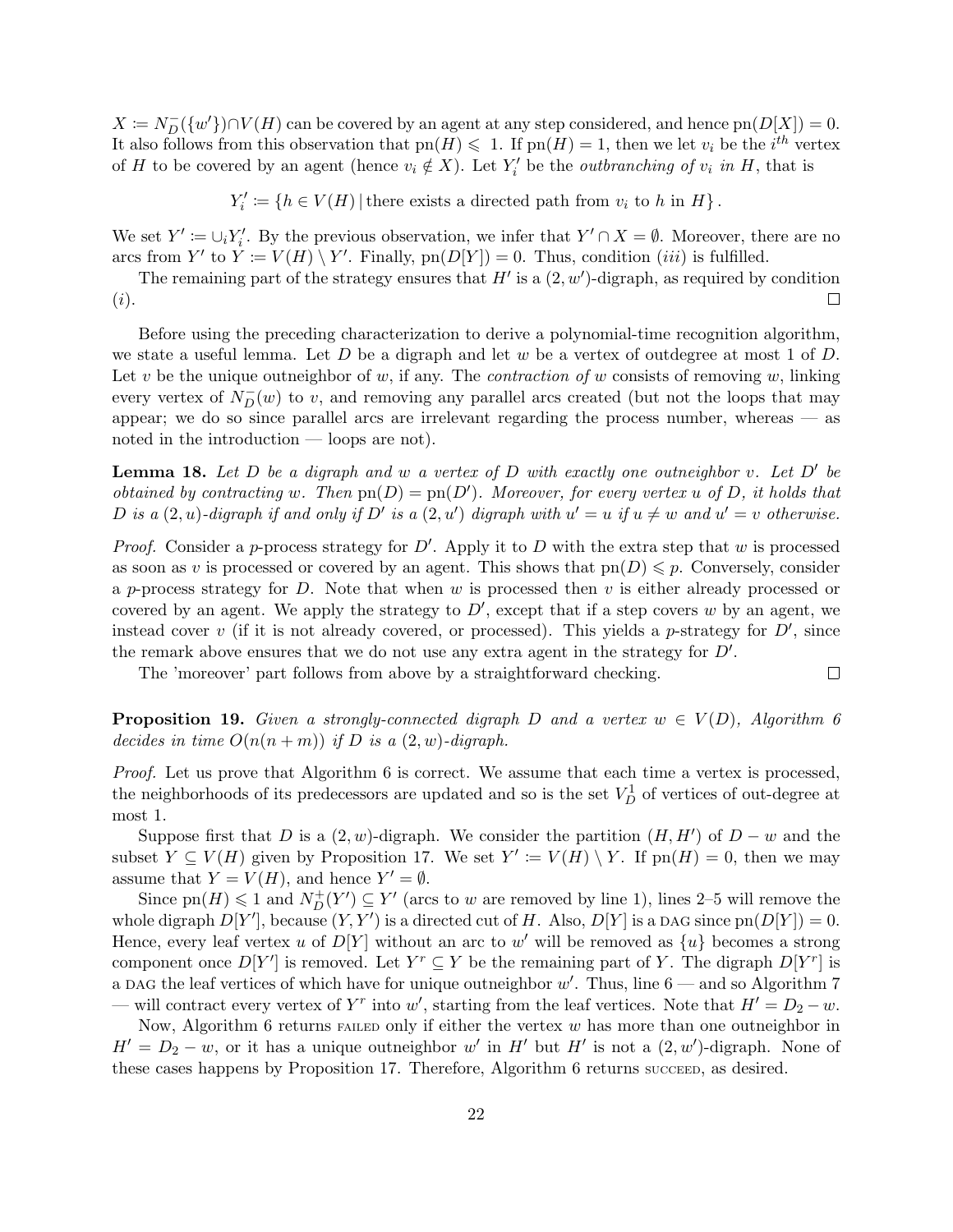$X \coloneqq N_D^-(\{w'\}) \cap V(H)$ can be covered by an agent at any step considered, and hence $\text{pn}(D[X]) = 0$. It also follows from this observation that $\text{pn}(H) \leqslant 1$. If $\text{pn}(H) = 1$, then we let $v_i$ be the $i^{th}$ vertex of $H$ to be covered by an agent (hence $v_i \notin X$). Let $Y_i'$ be the *outbranching of* $v_i$ *in* $H$, that is

$$Y_i' \coloneqq \{h \in V(H) \,|\, \text{there exists a directed path from } v_i \text{ to } h \text{ in } H\}.$$

We set $Y' \coloneqq \cup_i Y_i'$. By the previous observation, we infer that $Y' \cap X = \emptyset$. Moreover, there are no arcs from $Y'$ to $Y \coloneqq V(H) \setminus Y'$. Finally, $\text{pn}(D[Y]) = 0$. Thus, condition $(iii)$ is fulfilled.

The remaining part of the strategy ensures that $H'$ is a $(2, w')$-digraph, as required by condition $(i)$. $\square$

Before using the preceding characterization to derive a polynomial-time recognition algorithm, we state a useful lemma. Let $D$ be a digraph and let $w$ be a vertex of outdegree at most 1 of $D$. Let $v$ be the unique outneighbor of $w$, if any. The *contraction of* $w$ consists of removing $w$, linking every vertex of $N_D^-(w)$ to $v$, and removing any parallel arcs created (but not the loops that may appear; we do so since parallel arcs are irrelevant regarding the process number, whereas — as noted in the introduction — loops are not).

**Lemma 18.** *Let $D$ be a digraph and $w$ a vertex of $D$ with exactly one outneighbor $v$. Let $D'$ be obtained by contracting $w$. Then $\text{pn}(D) = \text{pn}(D')$. Moreover, for every vertex $u$ of $D$, it holds that $D$ is a $(2, u)$-digraph if and only if $D'$ is a $(2, u')$ digraph with $u' = u$ if $u \neq w$ and $u' = v$ otherwise.*

*Proof.* Consider a $p$-process strategy for $D'$. Apply it to $D$ with the extra step that $w$ is processed as soon as $v$ is processed or covered by an agent. This shows that $\text{pn}(D) \leqslant p$. Conversely, consider a $p$-process strategy for $D$. Note that when $w$ is processed then $v$ is either already processed or covered by an agent. We apply the strategy to $D'$, except that if a step covers $w$ by an agent, we instead cover $v$ (if it is not already covered, or processed). This yields a $p$-strategy for $D'$, since the remark above ensures that we do not use any extra agent in the strategy for $D'$.

The 'moreover' part follows from above by a straightforward checking. $\square$

**Proposition 19.** *Given a strongly-connected digraph $D$ and a vertex $w \in V(D)$, Algorithm 6 decides in time $O(n(n+m))$ if $D$ is a $(2, w)$-digraph.*

*Proof.* Let us prove that Algorithm 6 is correct. We assume that each time a vertex is processed, the neighborhoods of its predecessors are updated and so is the set $V_D^1$ of vertices of out-degree at most 1.

Suppose first that $D$ is a $(2, w)$-digraph. We consider the partition $(H, H')$ of $D - w$ and the subset $Y \subseteq V(H)$ given by Proposition 17. We set $Y' \coloneqq V(H) \setminus Y$. If $\text{pn}(H) = 0$, then we may assume that $Y = V(H)$, and hence $Y' = \emptyset$.

Since $\text{pn}(H) \leqslant 1$ and $N_D^+(Y') \subseteq Y'$ (arcs to $w$ are removed by line 1), lines 2–5 will remove the whole digraph $D[Y']$, because $(Y, Y')$ is a directed cut of $H$. Also, $D[Y]$ is a DAG since $\text{pn}(D[Y]) = 0$. Hence, every leaf vertex $u$ of $D[Y]$ without an arc to $w'$ will be removed as $\{u\}$ becomes a strong component once $D[Y']$ is removed. Let $Y^r \subseteq Y$ be the remaining part of $Y$. The digraph $D[Y^r]$ is a DAG the leaf vertices of which have for unique outneighbor $w'$. Thus, line 6 — and so Algorithm 7 — will contract every vertex of $Y^r$ into $w'$, starting from the leaf vertices. Note that $H' = D_2 - w$.

Now, Algorithm 6 returns FAILED only if either the vertex $w$ has more than one outneighbor in $H' = D_2 - w$, or it has a unique outneighbor $w'$ in $H'$ but $H'$ is not a $(2, w')$-digraph. None of these cases happens by Proposition 17. Therefore, Algorithm 6 returns SUCCEED, as desired.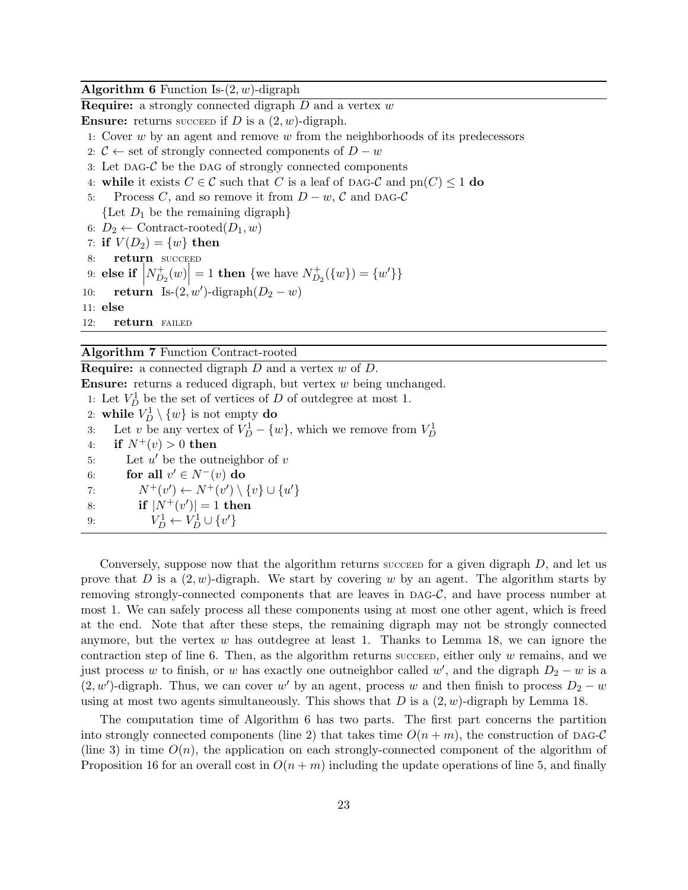**Algorithm 6** Function Is-$(2, w)$-digraph

**Require:** a strongly connected digraph $D$ and a vertex $w$

**Ensure:** returns SUCCEED if $D$ is a $(2, w)$-digraph.

```
1: Cover w by an agent and remove w from the neighborhoods of its predecessors
2: C ← set of strongly connected components of D − w
3: Let DAG-C be the DAG of strongly connected components
4: while it exists C ∈ C such that C is a leaf of DAG-C and pn(C) ≤ 1 do
5:     Process C, and so remove it from D − w, C and DAG-C
   {Let D_1 be the remaining digraph}
6: D_2 ← Contract-rooted(D_1, w)
7: if V(D_2) = {w} then
8:     return SUCCEED
9: else if |N^+_{D_2}(w)| = 1 then {we have N^+_{D_2}({w}) = {w'}}
10:    return Is-(2, w')-digraph(D_2 − w)
11: else
12:    return FAILED
```

**Algorithm 7** Function Contract-rooted

**Require:** a connected digraph $D$ and a vertex $w$ of $D$.

**Ensure:** returns a reduced digraph, but vertex $w$ being unchanged.

```
1: Let V^1_D be the set of vertices of D of outdegree at most 1.
2: while V^1_D \ {w} is not empty do
3:     Let v be any vertex of V^1_D − {w}, which we remove from V^1_D
4:     if N^+(v) > 0 then
5:         Let u' be the outneighbor of v
6:         for all v' ∈ N^-(v) do
7:             N^+(v') ← N^+(v') \ {v} ∪ {u'}
8:             if |N^+(v')| = 1 then
9:                 V^1_D ← V^1_D ∪ {v'}
```

Conversely, suppose now that the algorithm returns SUCCEED for a given digraph $D$, and let us prove that $D$ is a $(2, w)$-digraph. We start by covering $w$ by an agent. The algorithm starts by removing strongly-connected components that are leaves in DAG-$\mathcal{C}$, and have process number at most 1. We can safely process all these components using at most one other agent, which is freed at the end. Note that after these steps, the remaining digraph may not be strongly connected anymore, but the vertex $w$ has outdegree at least 1. Thanks to Lemma 18, we can ignore the contraction step of line 6. Then, as the algorithm returns SUCCEED, either only $w$ remains, and we just process $w$ to finish, or $w$ has exactly one outneighbor called $w'$, and the digraph $D_2 - w$ is a $(2, w')$-digraph. Thus, we can cover $w'$ by an agent, process $w$ and then finish to process $D_2 - w$ using at most two agents simultaneously. This shows that $D$ is a $(2, w)$-digraph by Lemma 18.

The computation time of Algorithm 6 has two parts. The first part concerns the partition into strongly connected components (line 2) that takes time $O(n + m)$, the construction of DAG-$\mathcal{C}$ (line 3) in time $O(n)$, the application on each strongly-connected component of the algorithm of Proposition 16 for an overall cost in $O(n + m)$ including the update operations of line 5, and finally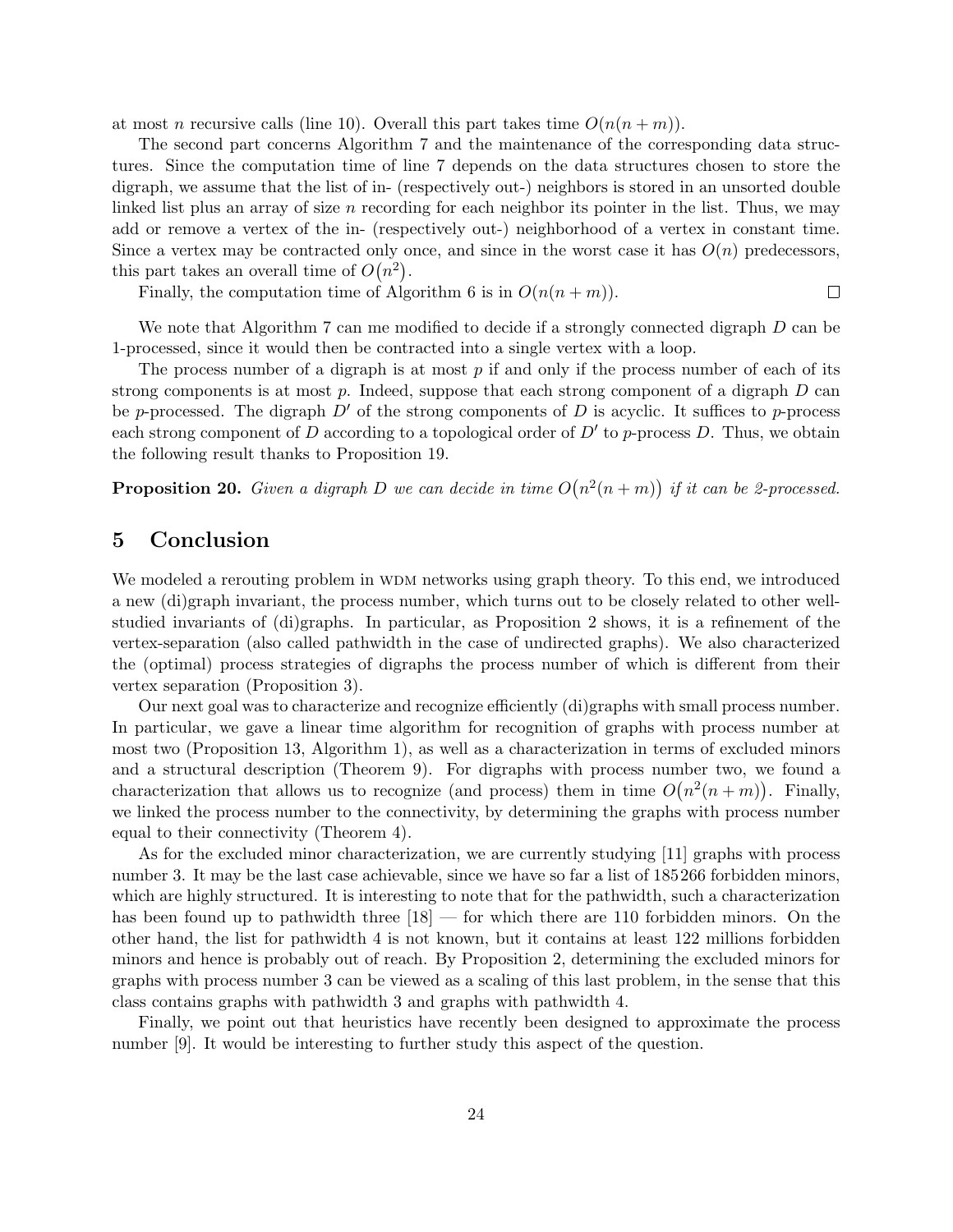at most $n$ recursive calls (line 10). Overall this part takes time $O(n(n+m))$.

The second part concerns Algorithm 7 and the maintenance of the corresponding data structures. Since the computation time of line 7 depends on the data structures chosen to store the digraph, we assume that the list of in- (respectively out-) neighbors is stored in an unsorted double linked list plus an array of size $n$ recording for each neighbor its pointer in the list. Thus, we may add or remove a vertex of the in- (respectively out-) neighborhood of a vertex in constant time. Since a vertex may be contracted only once, and since in the worst case it has $O(n)$ predecessors, this part takes an overall time of $O(n^2)$.

Finally, the computation time of Algorithm 6 is in $O(n(n+m))$. □

We note that Algorithm 7 can me modified to decide if a strongly connected digraph $D$ can be 1-processed, since it would then be contracted into a single vertex with a loop.

The process number of a digraph is at most $p$ if and only if the process number of each of its strong components is at most $p$. Indeed, suppose that each strong component of a digraph $D$ can be $p$-processed. The digraph $D'$ of the strong components of $D$ is acyclic. It suffices to $p$-process each strong component of $D$ according to a topological order of $D'$ to $p$-process $D$. Thus, we obtain the following result thanks to Proposition 19.

**Proposition 20.** *Given a digraph $D$ we can decide in time $O(n^2(n+m))$ if it can be 2-processed.*

## 5 Conclusion

We modeled a rerouting problem in WDM networks using graph theory. To this end, we introduced a new (di)graph invariant, the process number, which turns out to be closely related to other well-studied invariants of (di)graphs. In particular, as Proposition 2 shows, it is a refinement of the vertex-separation (also called pathwidth in the case of undirected graphs). We also characterized the (optimal) process strategies of digraphs the process number of which is different from their vertex separation (Proposition 3).

Our next goal was to characterize and recognize efficiently (di)graphs with small process number. In particular, we gave a linear time algorithm for recognition of graphs with process number at most two (Proposition 13, Algorithm 1), as well as a characterization in terms of excluded minors and a structural description (Theorem 9). For digraphs with process number two, we found a characterization that allows us to recognize (and process) them in time $O(n^2(n+m))$. Finally, we linked the process number to the connectivity, by determining the graphs with process number equal to their connectivity (Theorem 4).

As for the excluded minor characterization, we are currently studying [11] graphs with process number 3. It may be the last case achievable, since we have so far a list of 185 266 forbidden minors, which are highly structured. It is interesting to note that for the pathwidth, such a characterization has been found up to pathwidth three [18] — for which there are 110 forbidden minors. On the other hand, the list for pathwidth 4 is not known, but it contains at least 122 millions forbidden minors and hence is probably out of reach. By Proposition 2, determining the excluded minors for graphs with process number 3 can be viewed as a scaling of this last problem, in the sense that this class contains graphs with pathwidth 3 and graphs with pathwidth 4.

Finally, we point out that heuristics have recently been designed to approximate the process number [9]. It would be interesting to further study this aspect of the question.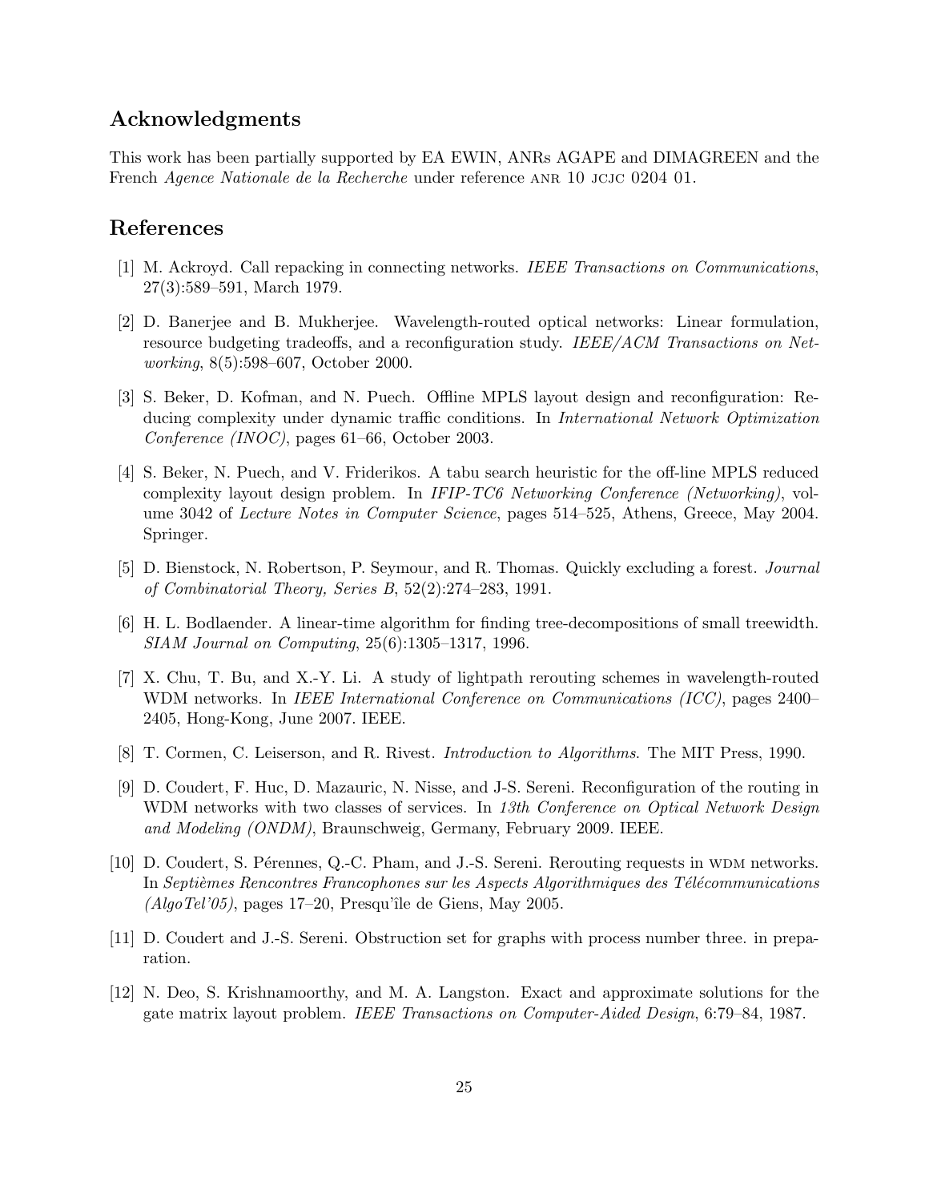## Acknowledgments

This work has been partially supported by EA EWIN, ANRs AGAPE and DIMAGREEN and the French *Agence Nationale de la Recherche* under reference ANR 10 JCJC 0204 01.

## References

[1] M. Ackroyd. Call repacking in connecting networks. *IEEE Transactions on Communications*, 27(3):589–591, March 1979.

[2] D. Banerjee and B. Mukherjee. Wavelength-routed optical networks: Linear formulation, resource budgeting tradeoffs, and a reconfiguration study. *IEEE/ACM Transactions on Networking*, 8(5):598–607, October 2000.

[3] S. Beker, D. Kofman, and N. Puech. Offline MPLS layout design and reconfiguration: Reducing complexity under dynamic traffic conditions. In *International Network Optimization Conference (INOC)*, pages 61–66, October 2003.

[4] S. Beker, N. Puech, and V. Friderikos. A tabu search heuristic for the off-line MPLS reduced complexity layout design problem. In *IFIP-TC6 Networking Conference (Networking)*, volume 3042 of *Lecture Notes in Computer Science*, pages 514–525, Athens, Greece, May 2004. Springer.

[5] D. Bienstock, N. Robertson, P. Seymour, and R. Thomas. Quickly excluding a forest. *Journal of Combinatorial Theory, Series B*, 52(2):274–283, 1991.

[6] H. L. Bodlaender. A linear-time algorithm for finding tree-decompositions of small treewidth. *SIAM Journal on Computing*, 25(6):1305–1317, 1996.

[7] X. Chu, T. Bu, and X.-Y. Li. A study of lightpath rerouting schemes in wavelength-routed WDM networks. In *IEEE International Conference on Communications (ICC)*, pages 2400–2405, Hong-Kong, June 2007. IEEE.

[8] T. Cormen, C. Leiserson, and R. Rivest. *Introduction to Algorithms*. The MIT Press, 1990.

[9] D. Coudert, F. Huc, D. Mazauric, N. Nisse, and J-S. Sereni. Reconfiguration of the routing in WDM networks with two classes of services. In *13th Conference on Optical Network Design and Modeling (ONDM)*, Braunschweig, Germany, February 2009. IEEE.

[10] D. Coudert, S. Pérennes, Q.-C. Pham, and J.-S. Sereni. Rerouting requests in WDM networks. In *Septièmes Rencontres Francophones sur les Aspects Algorithmiques des Télécommunications (AlgoTel'05)*, pages 17–20, Presqu'île de Giens, May 2005.

[11] D. Coudert and J.-S. Sereni. Obstruction set for graphs with process number three. in preparation.

[12] N. Deo, S. Krishnamoorthy, and M. A. Langston. Exact and approximate solutions for the gate matrix layout problem. *IEEE Transactions on Computer-Aided Design*, 6:79–84, 1987.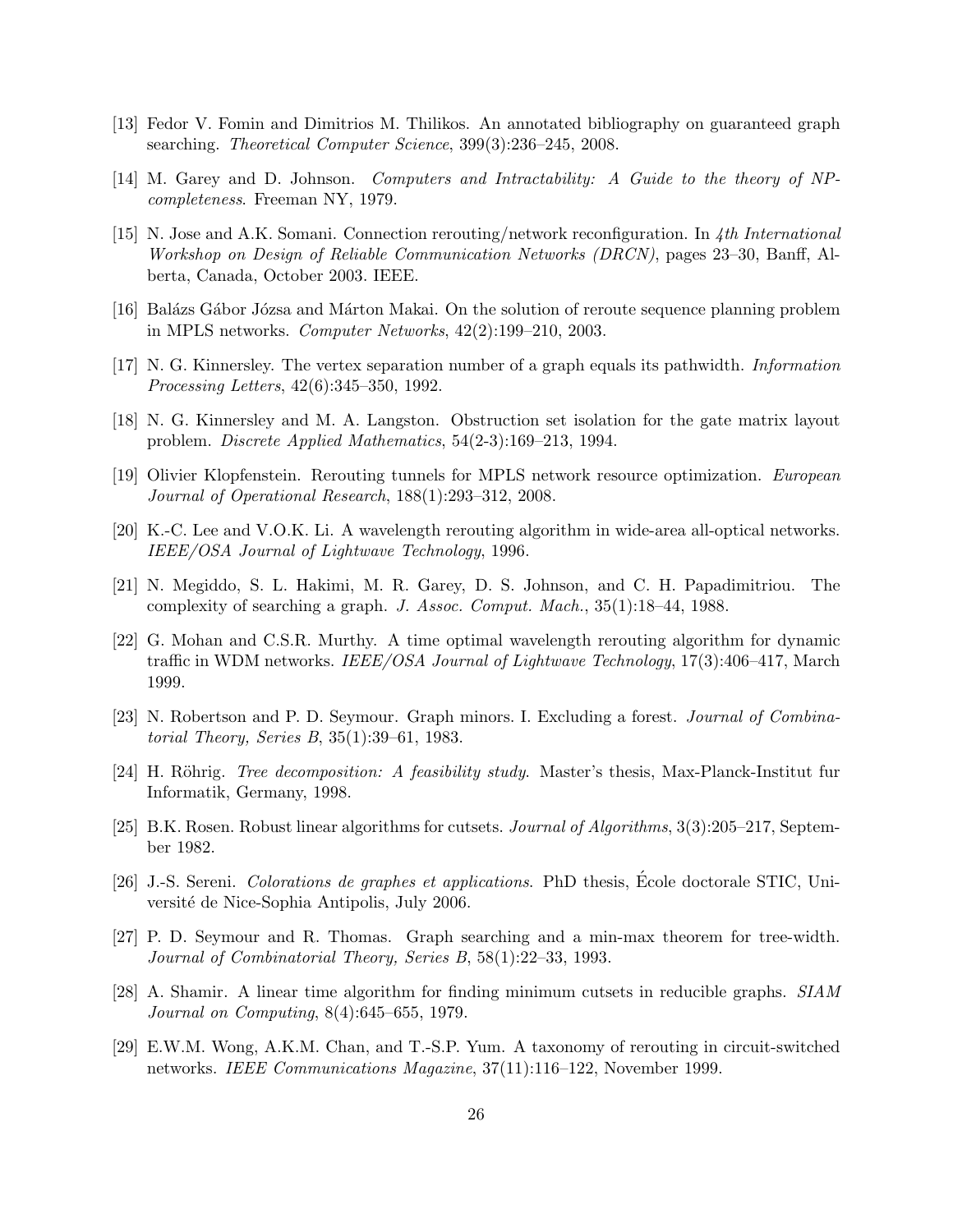[13] Fedor V. Fomin and Dimitrios M. Thilikos. An annotated bibliography on guaranteed graph searching. *Theoretical Computer Science*, 399(3):236–245, 2008.

[14] M. Garey and D. Johnson. *Computers and Intractability: A Guide to the theory of NP-completeness*. Freeman NY, 1979.

[15] N. Jose and A.K. Somani. Connection rerouting/network reconfiguration. In *4th International Workshop on Design of Reliable Communication Networks (DRCN)*, pages 23–30, Banff, Alberta, Canada, October 2003. IEEE.

[16] Balázs Gábor Józsa and Márton Makai. On the solution of reroute sequence planning problem in MPLS networks. *Computer Networks*, 42(2):199–210, 2003.

[17] N. G. Kinnersley. The vertex separation number of a graph equals its pathwidth. *Information Processing Letters*, 42(6):345–350, 1992.

[18] N. G. Kinnersley and M. A. Langston. Obstruction set isolation for the gate matrix layout problem. *Discrete Applied Mathematics*, 54(2-3):169–213, 1994.

[19] Olivier Klopfenstein. Rerouting tunnels for MPLS network resource optimization. *European Journal of Operational Research*, 188(1):293–312, 2008.

[20] K.-C. Lee and V.O.K. Li. A wavelength rerouting algorithm in wide-area all-optical networks. *IEEE/OSA Journal of Lightwave Technology*, 1996.

[21] N. Megiddo, S. L. Hakimi, M. R. Garey, D. S. Johnson, and C. H. Papadimitriou. The complexity of searching a graph. *J. Assoc. Comput. Mach.*, 35(1):18–44, 1988.

[22] G. Mohan and C.S.R. Murthy. A time optimal wavelength rerouting algorithm for dynamic traffic in WDM networks. *IEEE/OSA Journal of Lightwave Technology*, 17(3):406–417, March 1999.

[23] N. Robertson and P. D. Seymour. Graph minors. I. Excluding a forest. *Journal of Combinatorial Theory, Series B*, 35(1):39–61, 1983.

[24] H. Röhrig. *Tree decomposition: A feasibility study*. Master's thesis, Max-Planck-Institut fur Informatik, Germany, 1998.

[25] B.K. Rosen. Robust linear algorithms for cutsets. *Journal of Algorithms*, 3(3):205–217, September 1982.

[26] J.-S. Sereni. *Colorations de graphes et applications*. PhD thesis, École doctorale STIC, Université de Nice-Sophia Antipolis, July 2006.

[27] P. D. Seymour and R. Thomas. Graph searching and a min-max theorem for tree-width. *Journal of Combinatorial Theory, Series B*, 58(1):22–33, 1993.

[28] A. Shamir. A linear time algorithm for finding minimum cutsets in reducible graphs. *SIAM Journal on Computing*, 8(4):645–655, 1979.

[29] E.W.M. Wong, A.K.M. Chan, and T.-S.P. Yum. A taxonomy of rerouting in circuit-switched networks. *IEEE Communications Magazine*, 37(11):116–122, November 1999.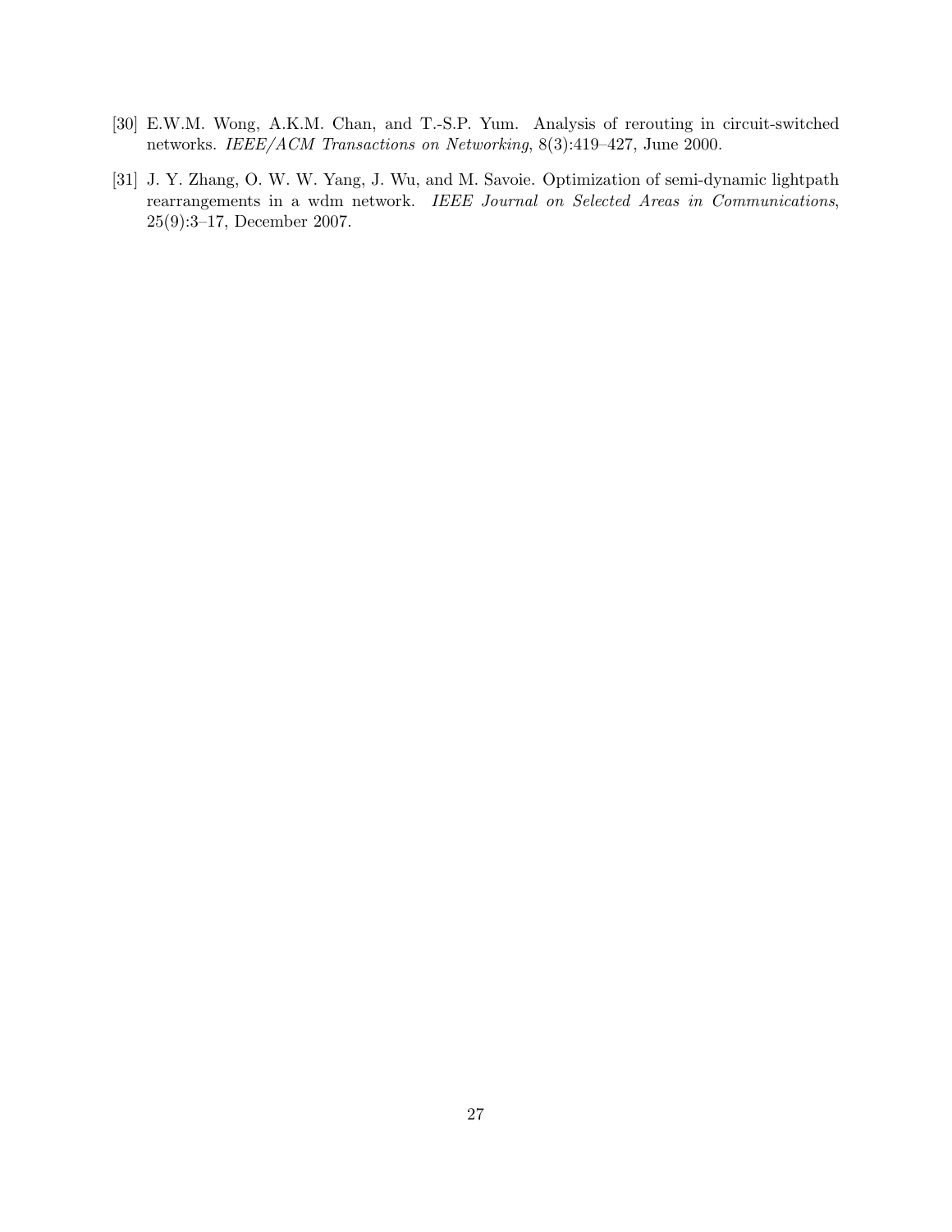[30] E.W.M. Wong, A.K.M. Chan, and T.-S.P. Yum. Analysis of rerouting in circuit-switched networks. *IEEE/ACM Transactions on Networking*, 8(3):419–427, June 2000.

[31] J. Y. Zhang, O. W. W. Yang, J. Wu, and M. Savoie. Optimization of semi-dynamic lightpath rearrangements in a wdm network. *IEEE Journal on Selected Areas in Communications*, 25(9):3–17, December 2007.